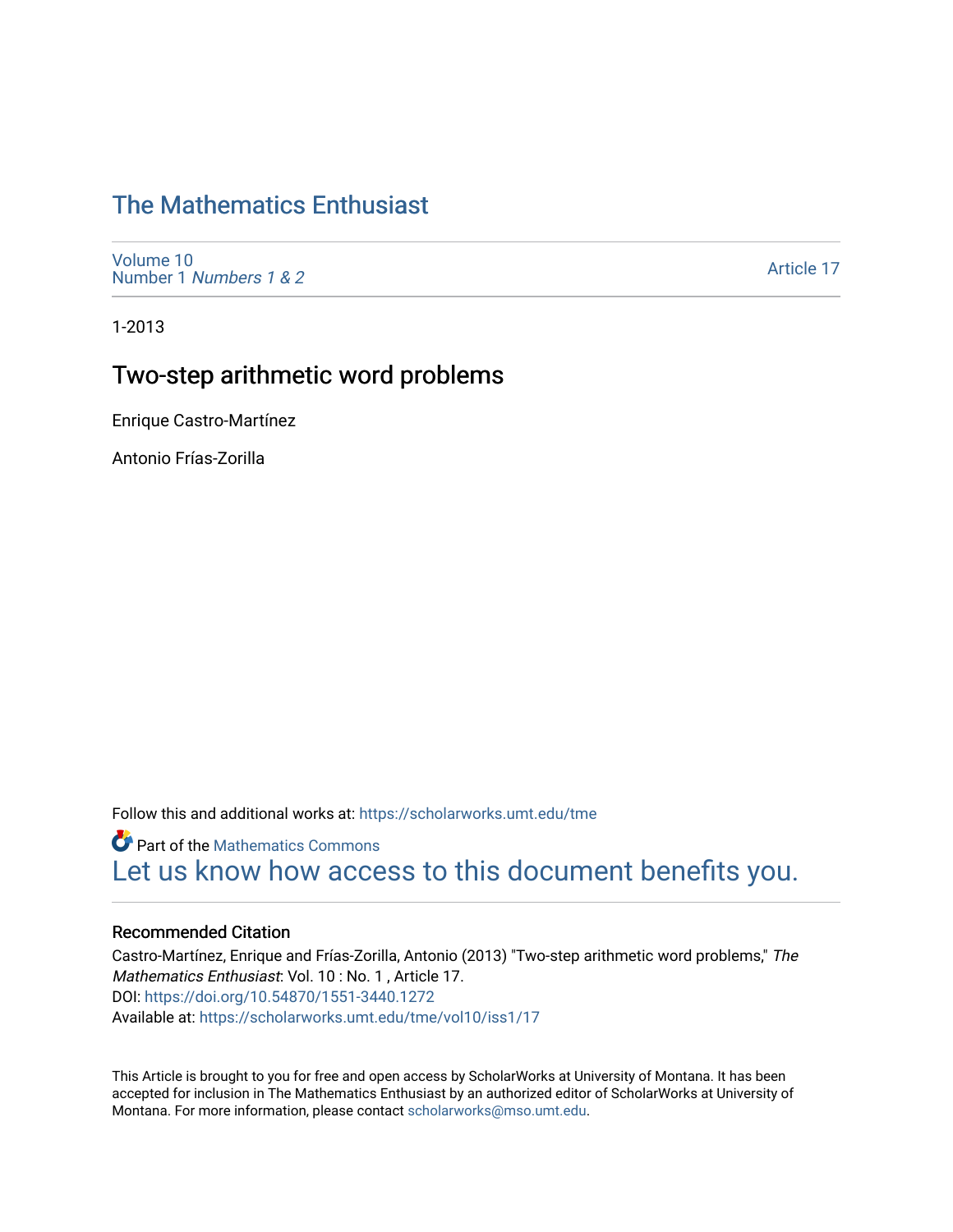# The Mathematics Enthusiast

Volume 10
Number 1 *Numbers 1 & 2*

Article 17

1-2013

## Two-step arithmetic word problems

Enrique Castro-Martínez

Antonio Frías-Zorilla

Follow this and additional works at: https://scholarworks.umt.edu/tme

Part of the Mathematics Commons

Let us know how access to this document benefits you.

### Recommended Citation

Castro-Martínez, Enrique and Frías-Zorilla, Antonio (2013) "Two-step arithmetic word problems," *The Mathematics Enthusiast*: Vol. 10 : No. 1 , Article 17.
DOI: https://doi.org/10.54870/1551-3440.1272
Available at: https://scholarworks.umt.edu/tme/vol10/iss1/17

This Article is brought to you for free and open access by ScholarWorks at University of Montana. It has been accepted for inclusion in The Mathematics Enthusiast by an authorized editor of ScholarWorks at University of Montana. For more information, please contact scholarworks@mso.umt.edu.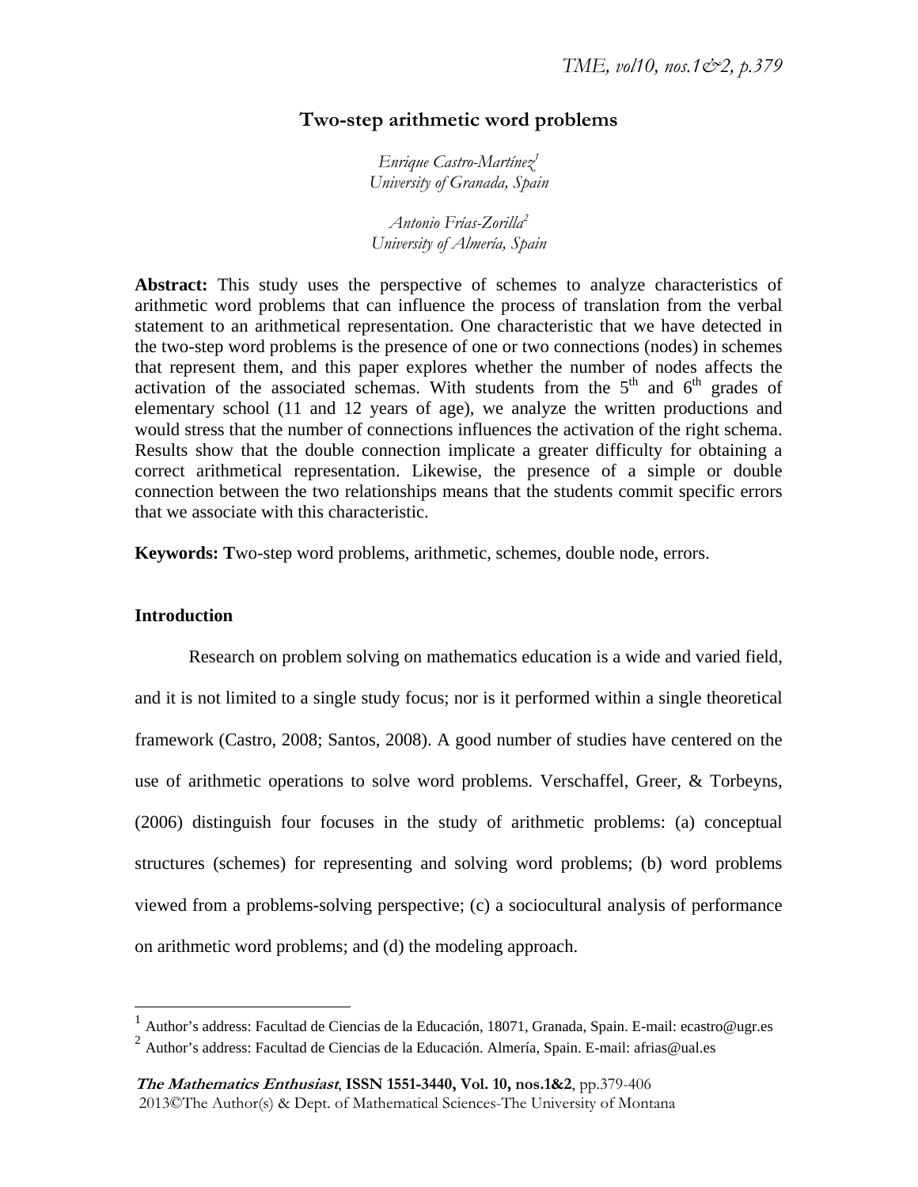# Two-step arithmetic word problems

*Enrique Castro-Martínez*[1]
*University of Granada, Spain*

*Antonio Frías-Zorilla*[2]
*University of Almería, Spain*

**Abstract:** This study uses the perspective of schemes to analyze characteristics of arithmetic word problems that can influence the process of translation from the verbal statement to an arithmetical representation. One characteristic that we have detected in the two-step word problems is the presence of one or two connections (nodes) in schemes that represent them, and this paper explores whether the number of nodes affects the activation of the associated schemas. With students from the 5th and 6th grades of elementary school (11 and 12 years of age), we analyze the written productions and would stress that the number of connections influences the activation of the right schema. Results show that the double connection implicate a greater difficulty for obtaining a correct arithmetical representation. Likewise, the presence of a simple or double connection between the two relationships means that the students commit specific errors that we associate with this characteristic.

**Keywords: T**wo-step word problems, arithmetic, schemes, double node, errors.

## Introduction

Research on problem solving on mathematics education is a wide and varied field, and it is not limited to a single study focus; nor is it performed within a single theoretical framework (Castro, 2008; Santos, 2008). A good number of studies have centered on the use of arithmetic operations to solve word problems. Verschaffel, Greer, & Torbeyns, (2006) distinguish four focuses in the study of arithmetic problems: (a) conceptual structures (schemes) for representing and solving word problems; (b) word problems viewed from a problems-solving perspective; (c) a sociocultural analysis of performance on arithmetic word problems; and (d) the modeling approach.

---

[1] Author's address: Facultad de Ciencias de la Educación, 18071, Granada, Spain. E-mail: ecastro@ugr.es

[2] Author's address: Facultad de Ciencias de la Educación. Almería, Spain. E-mail: afrias@ual.es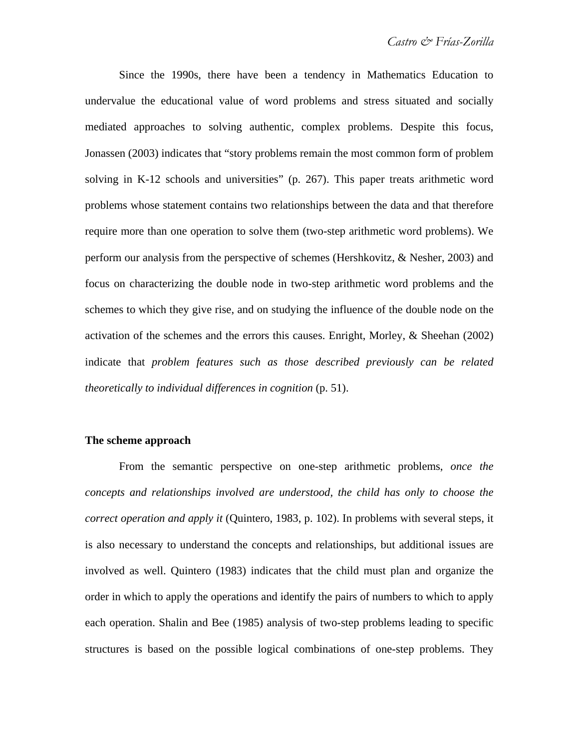Since the 1990s, there have been a tendency in Mathematics Education to undervalue the educational value of word problems and stress situated and socially mediated approaches to solving authentic, complex problems. Despite this focus, Jonassen (2003) indicates that “story problems remain the most common form of problem solving in K-12 schools and universities” (p. 267). This paper treats arithmetic word problems whose statement contains two relationships between the data and that therefore require more than one operation to solve them (two-step arithmetic word problems). We perform our analysis from the perspective of schemes (Hershkovitz, & Nesher, 2003) and focus on characterizing the double node in two-step arithmetic word problems and the schemes to which they give rise, and on studying the influence of the double node on the activation of the schemes and the errors this causes. Enright, Morley, & Sheehan (2002) indicate that *problem features such as those described previously can be related theoretically to individual differences in cognition* (p. 51).

**The scheme approach**

From the semantic perspective on one-step arithmetic problems, *once the concepts and relationships involved are understood, the child has only to choose the correct operation and apply it* (Quintero, 1983, p. 102). In problems with several steps, it is also necessary to understand the concepts and relationships, but additional issues are involved as well. Quintero (1983) indicates that the child must plan and organize the order in which to apply the operations and identify the pairs of numbers to which to apply each operation. Shalin and Bee (1985) analysis of two-step problems leading to specific structures is based on the possible logical combinations of one-step problems. They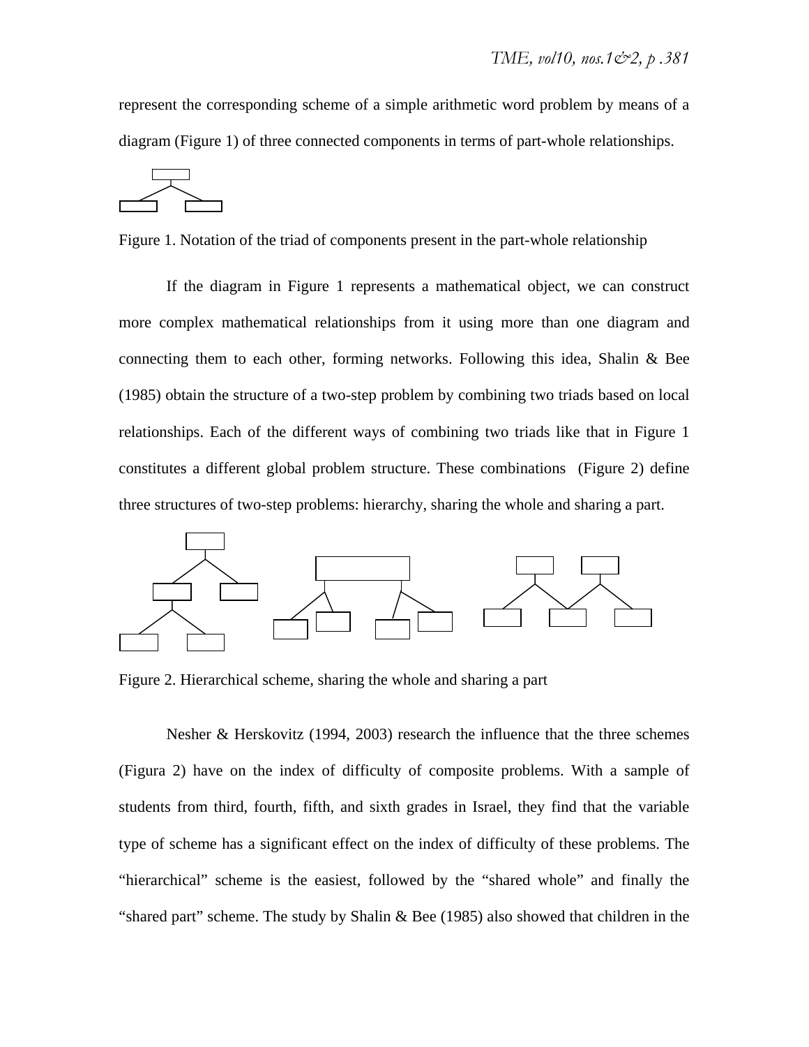represent the corresponding scheme of a simple arithmetic word problem by means of a diagram (Figure 1) of three connected components in terms of part-whole relationships.

Figure 1. Notation of the triad of components present in the part-whole relationship

If the diagram in Figure 1 represents a mathematical object, we can construct more complex mathematical relationships from it using more than one diagram and connecting them to each other, forming networks. Following this idea, Shalin & Bee (1985) obtain the structure of a two-step problem by combining two triads based on local relationships. Each of the different ways of combining two triads like that in Figure 1 constitutes a different global problem structure. These combinations (Figure 2) define three structures of two-step problems: hierarchy, sharing the whole and sharing a part.

Figure 2. Hierarchical scheme, sharing the whole and sharing a part

Nesher & Herskovitz (1994, 2003) research the influence that the three schemes (Figura 2) have on the index of difficulty of composite problems. With a sample of students from third, fourth, fifth, and sixth grades in Israel, they find that the variable type of scheme has a significant effect on the index of difficulty of these problems. The "hierarchical" scheme is the easiest, followed by the "shared whole" and finally the "shared part" scheme. The study by Shalin & Bee (1985) also showed that children in the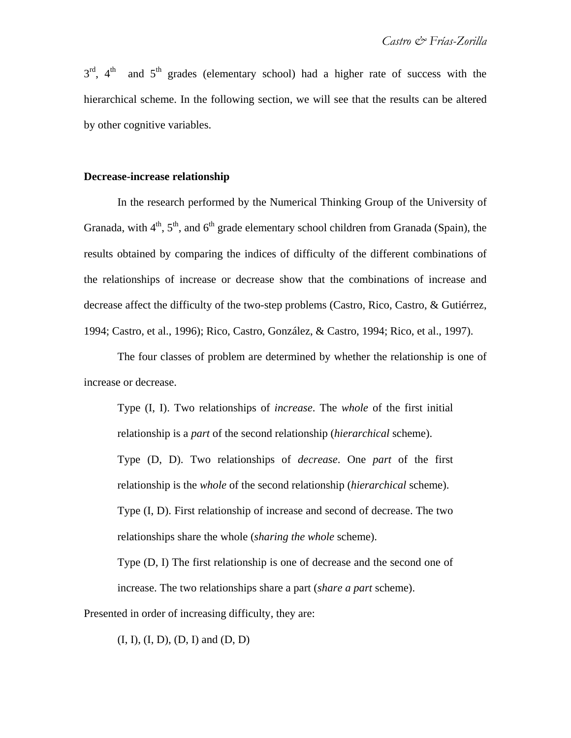3rd, 4th and 5th grades (elementary school) had a higher rate of success with the hierarchical scheme. In the following section, we will see that the results can be altered by other cognitive variables.

**Decrease-increase relationship**

In the research performed by the Numerical Thinking Group of the University of Granada, with 4th, 5th, and 6th grade elementary school children from Granada (Spain), the results obtained by comparing the indices of difficulty of the different combinations of the relationships of increase or decrease show that the combinations of increase and decrease affect the difficulty of the two-step problems (Castro, Rico, Castro, & Gutiérrez, 1994; Castro, et al., 1996); Rico, Castro, González, & Castro, 1994; Rico, et al., 1997).

The four classes of problem are determined by whether the relationship is one of increase or decrease.

> Type (I, I). Two relationships of *increase*. The *whole* of the first initial relationship is a *part* of the second relationship (*hierarchical* scheme).
>
> Type (D, D). Two relationships of *decrease*. One *part* of the first relationship is the *whole* of the second relationship (*hierarchical* scheme).
>
> Type (I, D). First relationship of increase and second of decrease. The two relationships share the whole (*sharing the whole* scheme).
>
> Type (D, I) The first relationship is one of decrease and the second one of increase. The two relationships share a part (*share a part* scheme).

Presented in order of increasing difficulty, they are:

> (I, I), (I, D), (D, I) and (D, D)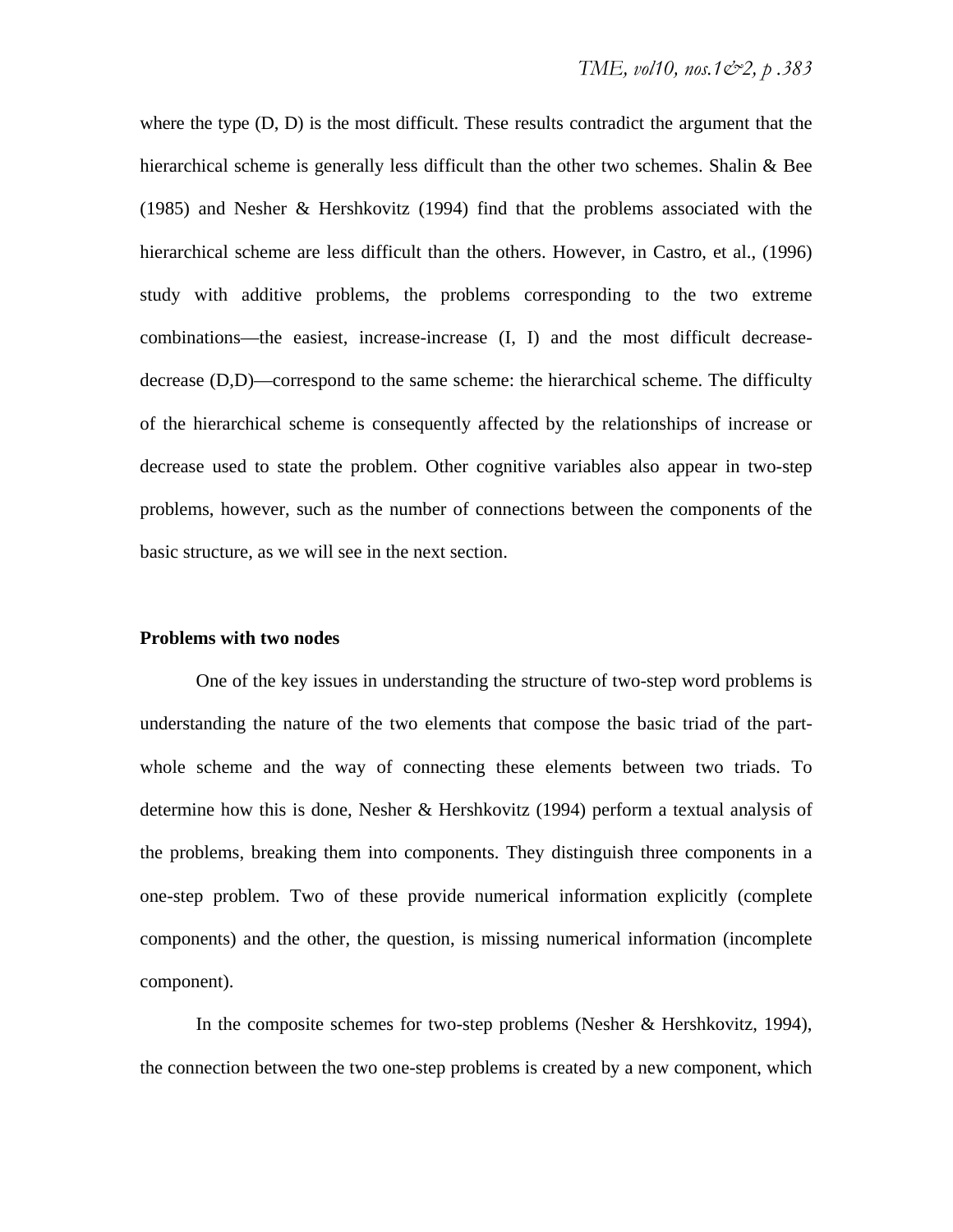where the type (D, D) is the most difficult. These results contradict the argument that the hierarchical scheme is generally less difficult than the other two schemes. Shalin & Bee (1985) and Nesher & Hershkovitz (1994) find that the problems associated with the hierarchical scheme are less difficult than the others. However, in Castro, et al., (1996) study with additive problems, the problems corresponding to the two extreme combinations—the easiest, increase-increase (I, I) and the most difficult decrease-decrease (D,D)—correspond to the same scheme: the hierarchical scheme. The difficulty of the hierarchical scheme is consequently affected by the relationships of increase or decrease used to state the problem. Other cognitive variables also appear in two-step problems, however, such as the number of connections between the components of the basic structure, as we will see in the next section.

### Problems with two nodes

One of the key issues in understanding the structure of two-step word problems is understanding the nature of the two elements that compose the basic triad of the part-whole scheme and the way of connecting these elements between two triads. To determine how this is done, Nesher & Hershkovitz (1994) perform a textual analysis of the problems, breaking them into components. They distinguish three components in a one-step problem. Two of these provide numerical information explicitly (complete components) and the other, the question, is missing numerical information (incomplete component).

In the composite schemes for two-step problems (Nesher & Hershkovitz, 1994), the connection between the two one-step problems is created by a new component, which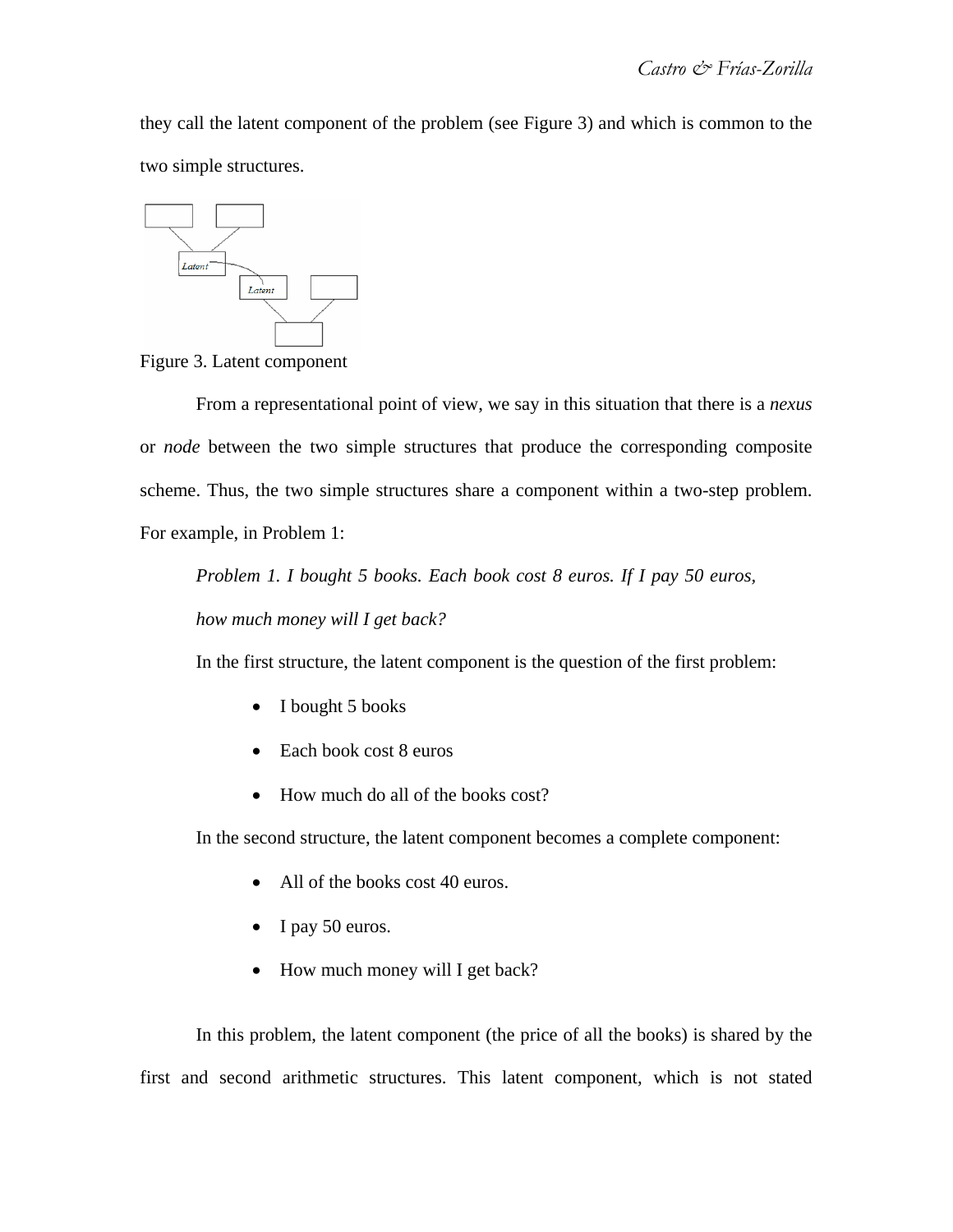they call the latent component of the problem (see Figure 3) and which is common to the two simple structures.

Figure 3. Latent component

From a representational point of view, we say in this situation that there is a *nexus* or *node* between the two simple structures that produce the corresponding composite scheme. Thus, the two simple structures share a component within a two-step problem. For example, in Problem 1:

*Problem 1. I bought 5 books. Each book cost 8 euros. If I pay 50 euros, how much money will I get back?*

In the first structure, the latent component is the question of the first problem:

- I bought 5 books
- Each book cost 8 euros
- How much do all of the books cost?

In the second structure, the latent component becomes a complete component:

- All of the books cost 40 euros.
- I pay 50 euros.
- How much money will I get back?

In this problem, the latent component (the price of all the books) is shared by the first and second arithmetic structures. This latent component, which is not stated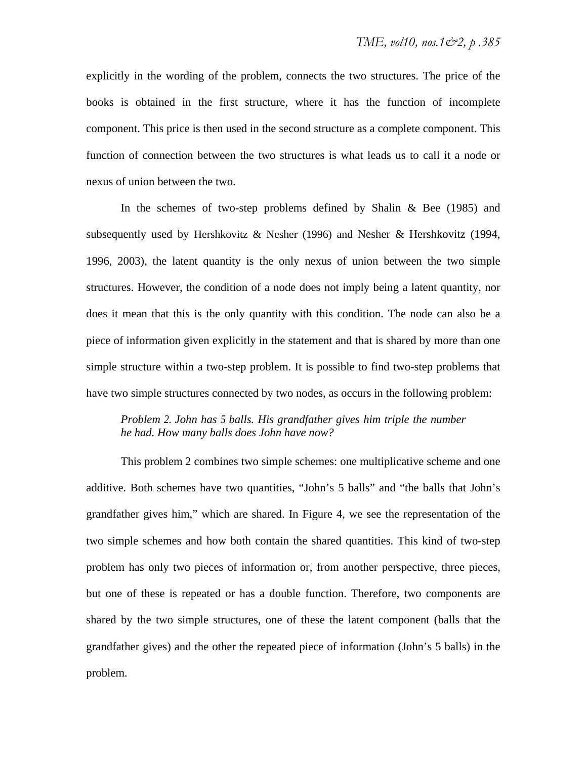explicitly in the wording of the problem, connects the two structures. The price of the books is obtained in the first structure, where it has the function of incomplete component. This price is then used in the second structure as a complete component. This function of connection between the two structures is what leads us to call it a node or nexus of union between the two.

In the schemes of two-step problems defined by Shalin & Bee (1985) and subsequently used by Hershkovitz & Nesher (1996) and Nesher & Hershkovitz (1994, 1996, 2003), the latent quantity is the only nexus of union between the two simple structures. However, the condition of a node does not imply being a latent quantity, nor does it mean that this is the only quantity with this condition. The node can also be a piece of information given explicitly in the statement and that is shared by more than one simple structure within a two-step problem. It is possible to find two-step problems that have two simple structures connected by two nodes, as occurs in the following problem:

> *Problem 2. John has 5 balls. His grandfather gives him triple the number he had. How many balls does John have now?*

This problem 2 combines two simple schemes: one multiplicative scheme and one additive. Both schemes have two quantities, "John's 5 balls" and "the balls that John's grandfather gives him," which are shared. In Figure 4, we see the representation of the two simple schemes and how both contain the shared quantities. This kind of two-step problem has only two pieces of information or, from another perspective, three pieces, but one of these is repeated or has a double function. Therefore, two components are shared by the two simple structures, one of these the latent component (balls that the grandfather gives) and the other the repeated piece of information (John's 5 balls) in the problem.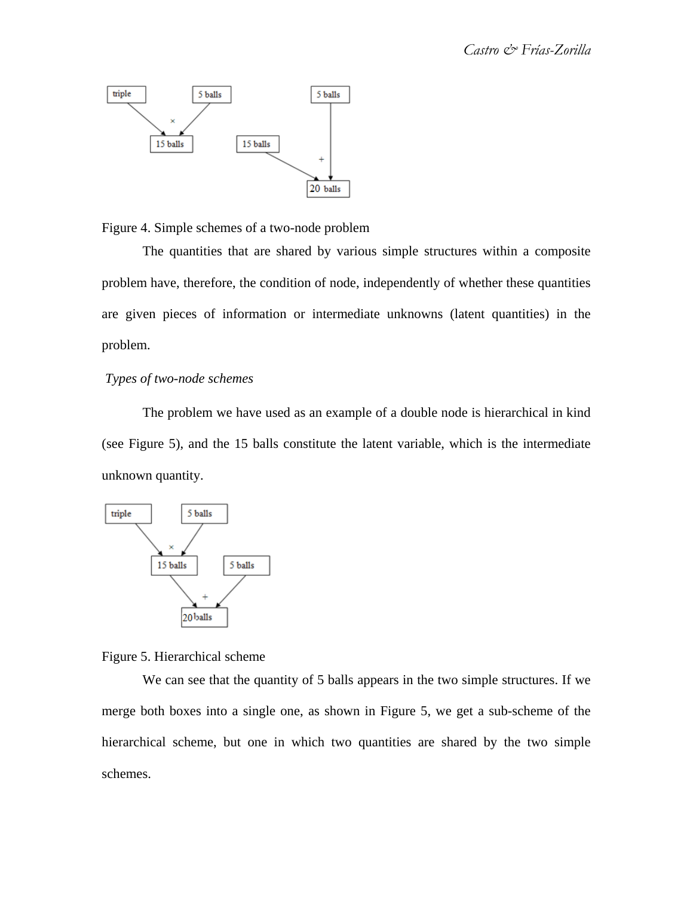Figure 4. Simple schemes of a two-node problem

The quantities that are shared by various simple structures within a composite problem have, therefore, the condition of node, independently of whether these quantities are given pieces of information or intermediate unknowns (latent quantities) in the problem.

*Types of two-node schemes*

The problem we have used as an example of a double node is hierarchical in kind (see Figure 5), and the 15 balls constitute the latent variable, which is the intermediate unknown quantity.

Figure 5. Hierarchical scheme

We can see that the quantity of 5 balls appears in the two simple structures. If we merge both boxes into a single one, as shown in Figure 5, we get a sub-scheme of the hierarchical scheme, but one in which two quantities are shared by the two simple schemes.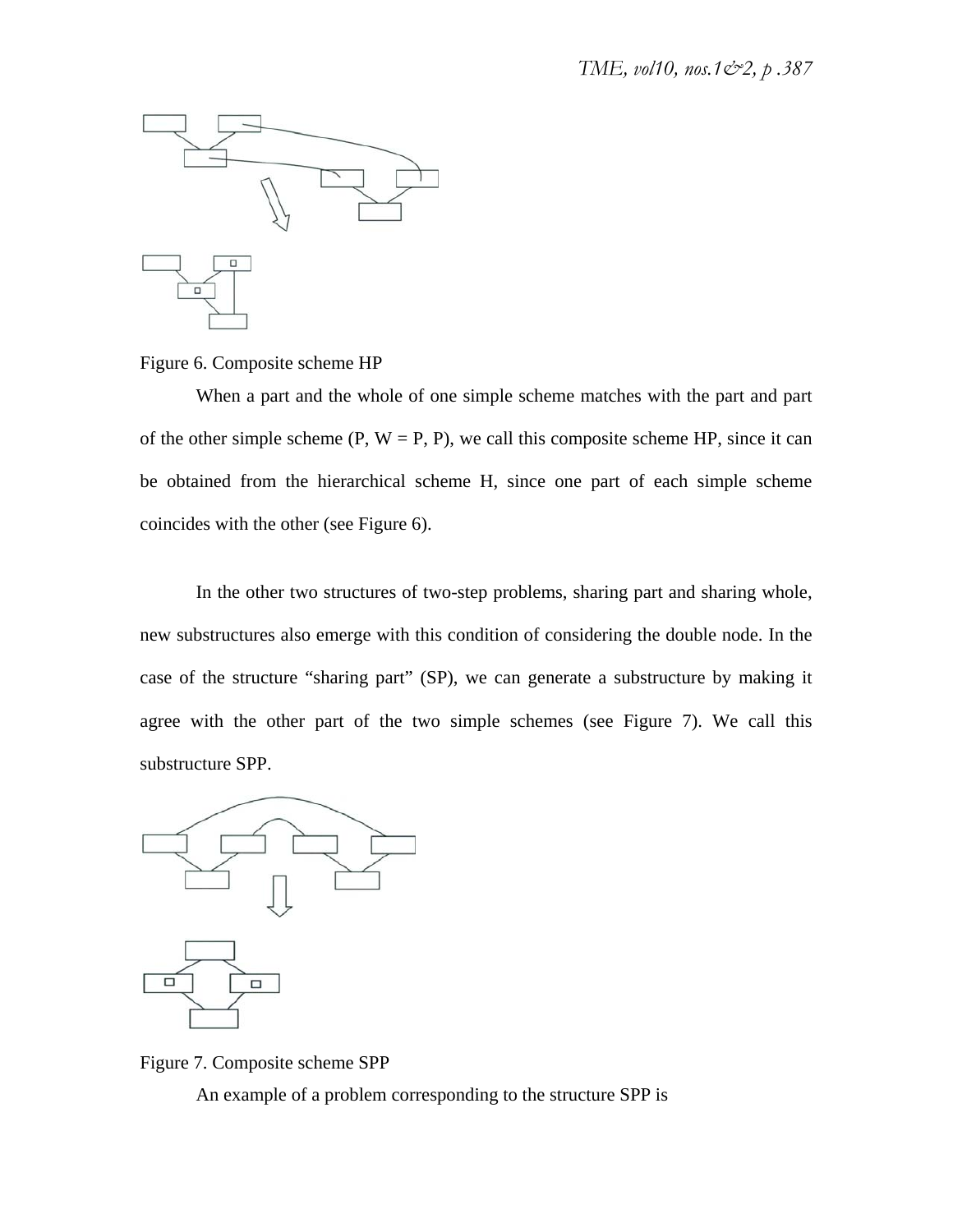Figure 6. Composite scheme HP

When a part and the whole of one simple scheme matches with the part and part of the other simple scheme (P, W = P, P), we call this composite scheme HP, since it can be obtained from the hierarchical scheme H, since one part of each simple scheme coincides with the other (see Figure 6).

In the other two structures of two-step problems, sharing part and sharing whole, new substructures also emerge with this condition of considering the double node. In the case of the structure "sharing part" (SP), we can generate a substructure by making it agree with the other part of the two simple schemes (see Figure 7). We call this substructure SPP.

Figure 7. Composite scheme SPP

An example of a problem corresponding to the structure SPP is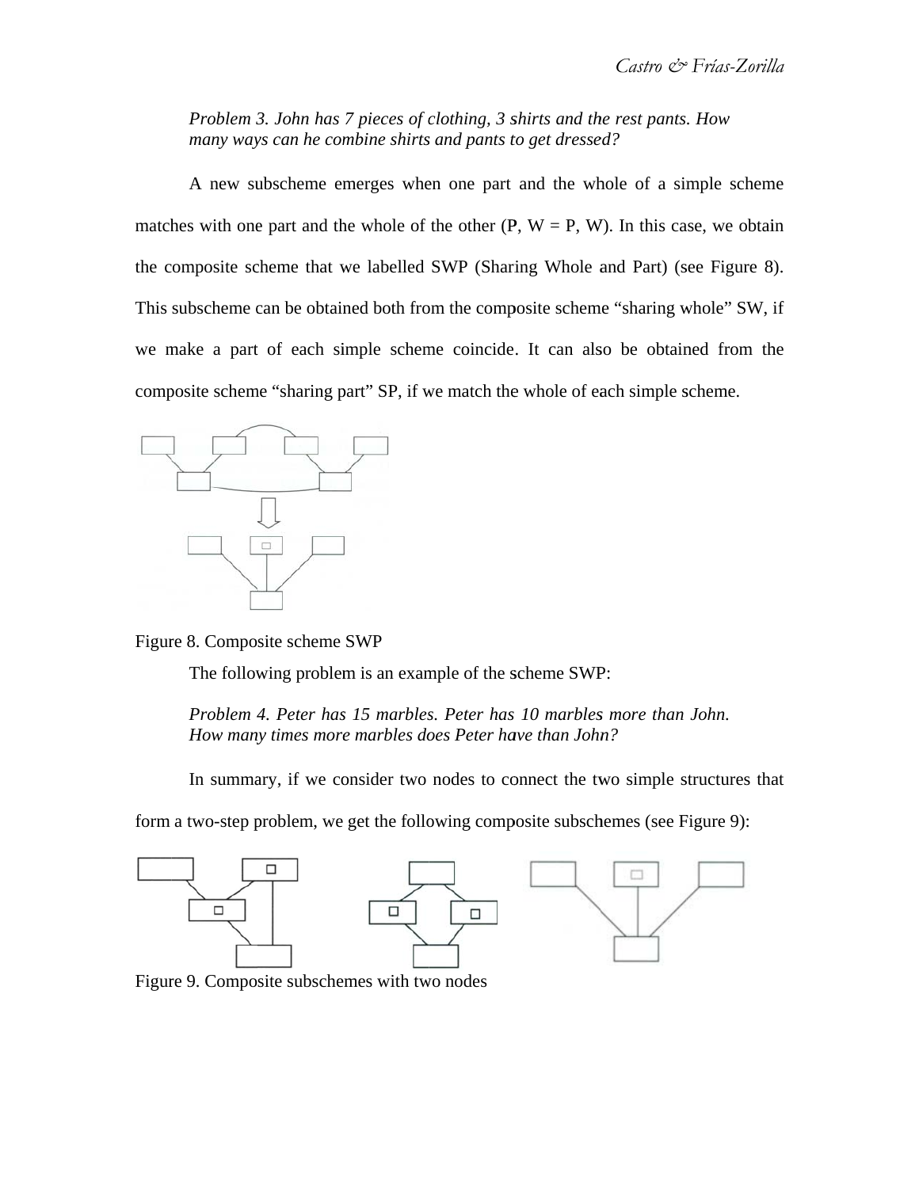*Problem 3. John has 7 pieces of clothing, 3 shirts and the rest pants. How many ways can he combine shirts and pants to get dressed?*

A new subscheme emerges when one part and the whole of a simple scheme matches with one part and the whole of the other (P, W = P, W). In this case, we obtain the composite scheme that we labelled SWP (Sharing Whole and Part) (see Figure 8). This subscheme can be obtained both from the composite scheme "sharing whole" SW, if we make a part of each simple scheme coincide. It can also be obtained from the composite scheme "sharing part" SP, if we match the whole of each simple scheme.

Figure 8. Composite scheme SWP

The following problem is an example of the scheme SWP:

*Problem 4. Peter has 15 marbles. Peter has 10 marbles more than John. How many times more marbles does Peter have than John?*

In summary, if we consider two nodes to connect the two simple structures that form a two-step problem, we get the following composite subschemes (see Figure 9):

Figure 9. Composite subschemes with two nodes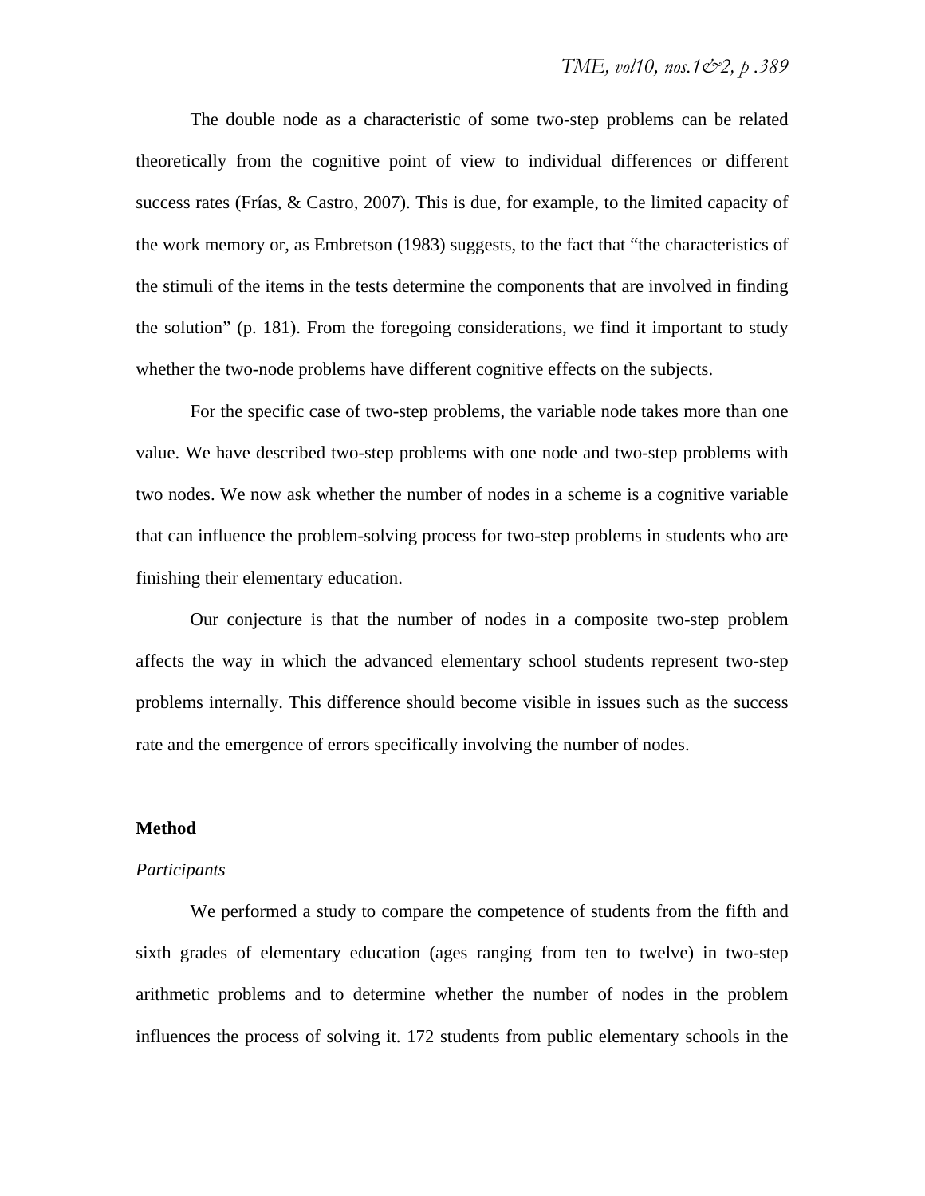The double node as a characteristic of some two-step problems can be related theoretically from the cognitive point of view to individual differences or different success rates (Frías, & Castro, 2007). This is due, for example, to the limited capacity of the work memory or, as Embretson (1983) suggests, to the fact that "the characteristics of the stimuli of the items in the tests determine the components that are involved in finding the solution" (p. 181). From the foregoing considerations, we find it important to study whether the two-node problems have different cognitive effects on the subjects.

For the specific case of two-step problems, the variable node takes more than one value. We have described two-step problems with one node and two-step problems with two nodes. We now ask whether the number of nodes in a scheme is a cognitive variable that can influence the problem-solving process for two-step problems in students who are finishing their elementary education.

Our conjecture is that the number of nodes in a composite two-step problem affects the way in which the advanced elementary school students represent two-step problems internally. This difference should become visible in issues such as the success rate and the emergence of errors specifically involving the number of nodes.

## Method

### *Participants*

We performed a study to compare the competence of students from the fifth and sixth grades of elementary education (ages ranging from ten to twelve) in two-step arithmetic problems and to determine whether the number of nodes in the problem influences the process of solving it. 172 students from public elementary schools in the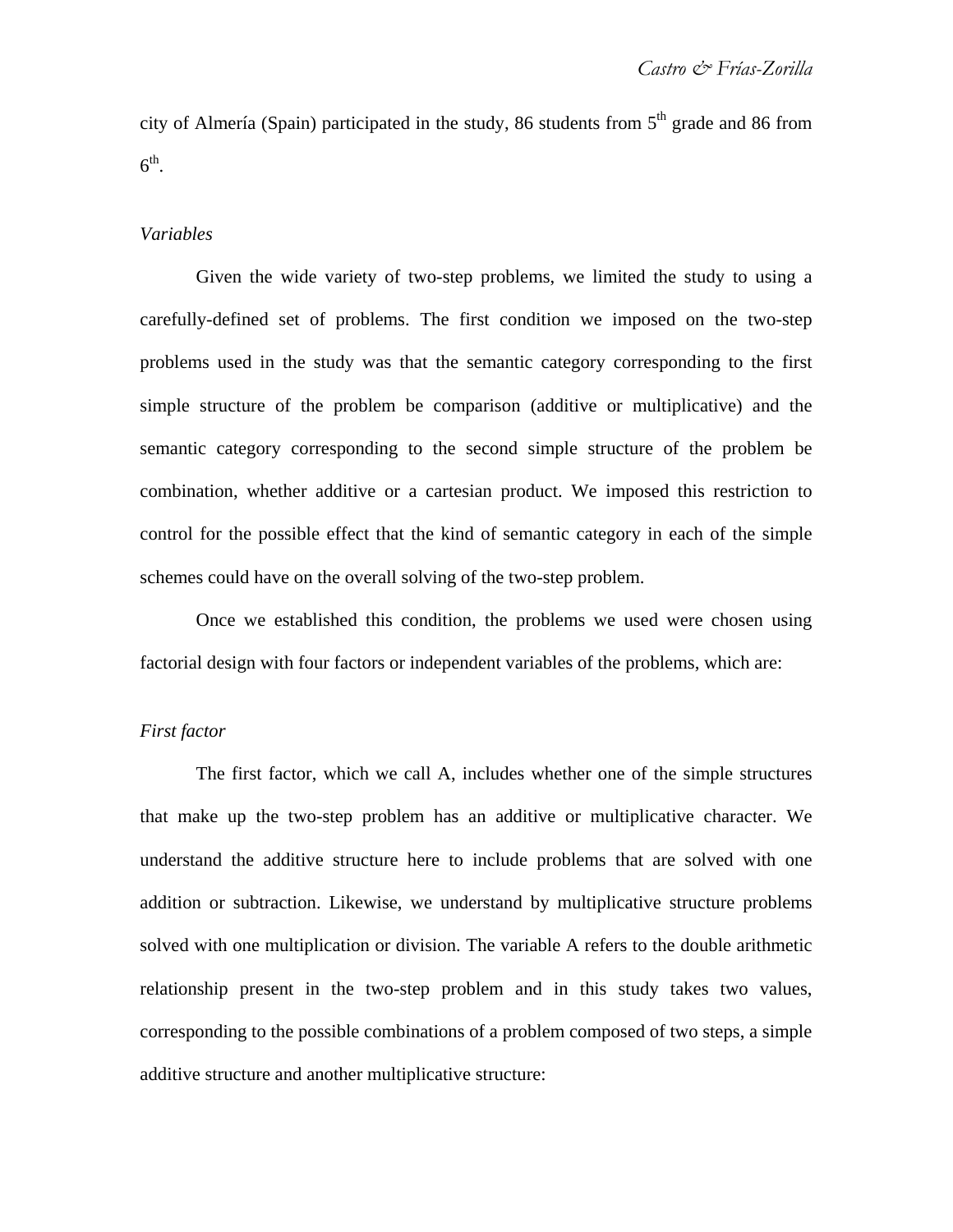city of Almería (Spain) participated in the study, 86 students from 5th grade and 86 from 6th.

*Variables*

Given the wide variety of two-step problems, we limited the study to using a carefully-defined set of problems. The first condition we imposed on the two-step problems used in the study was that the semantic category corresponding to the first simple structure of the problem be comparison (additive or multiplicative) and the semantic category corresponding to the second simple structure of the problem be combination, whether additive or a cartesian product. We imposed this restriction to control for the possible effect that the kind of semantic category in each of the simple schemes could have on the overall solving of the two-step problem.

Once we established this condition, the problems we used were chosen using factorial design with four factors or independent variables of the problems, which are:

*First factor*

The first factor, which we call A, includes whether one of the simple structures that make up the two-step problem has an additive or multiplicative character. We understand the additive structure here to include problems that are solved with one addition or subtraction. Likewise, we understand by multiplicative structure problems solved with one multiplication or division. The variable A refers to the double arithmetic relationship present in the two-step problem and in this study takes two values, corresponding to the possible combinations of a problem composed of two steps, a simple additive structure and another multiplicative structure: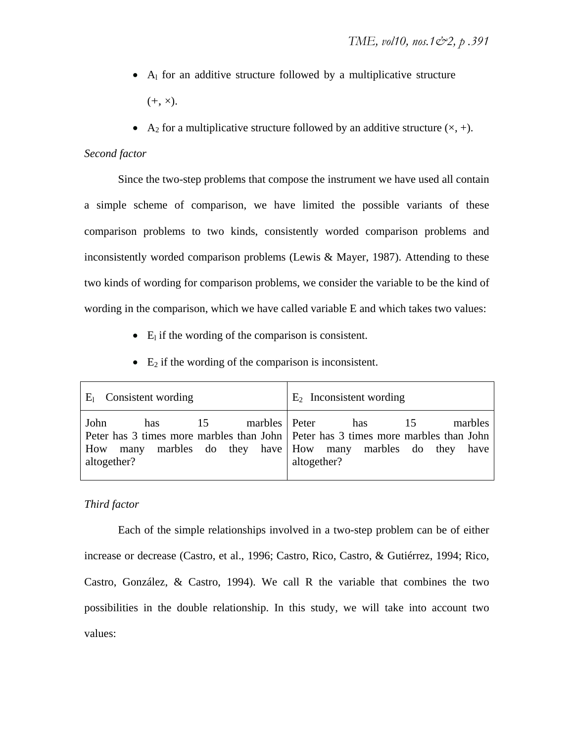- $A_1$ for an additive structure followed by a multiplicative structure (+, ×).
- $A_2$ for a multiplicative structure followed by an additive structure (×, +).

*Second factor*

Since the two-step problems that compose the instrument we have used all contain a simple scheme of comparison, we have limited the possible variants of these comparison problems to two kinds, consistently worded comparison problems and inconsistently worded comparison problems (Lewis & Mayer, 1987). Attending to these two kinds of wording for comparison problems, we consider the variable to be the kind of wording in the comparison, which we have called variable E and which takes two values:

- $E_1$ if the wording of the comparison is consistent.
- $E_2$ if the wording of the comparison is inconsistent.

| $E_1$ Consistent wording | $E_2$ Inconsistent wording |
|---|---|
| John has 15 marbles<br>Peter has 3 times more marbles than John<br>How many marbles do they have altogether? | Peter has 15 marbles<br>Peter has 3 times more marbles than John<br>How many marbles do they have altogether? |

*Third factor*

Each of the simple relationships involved in a two-step problem can be of either increase or decrease (Castro, et al., 1996; Castro, Rico, Castro, & Gutiérrez, 1994; Rico, Castro, González, & Castro, 1994). We call R the variable that combines the two possibilities in the double relationship. In this study, we will take into account two values: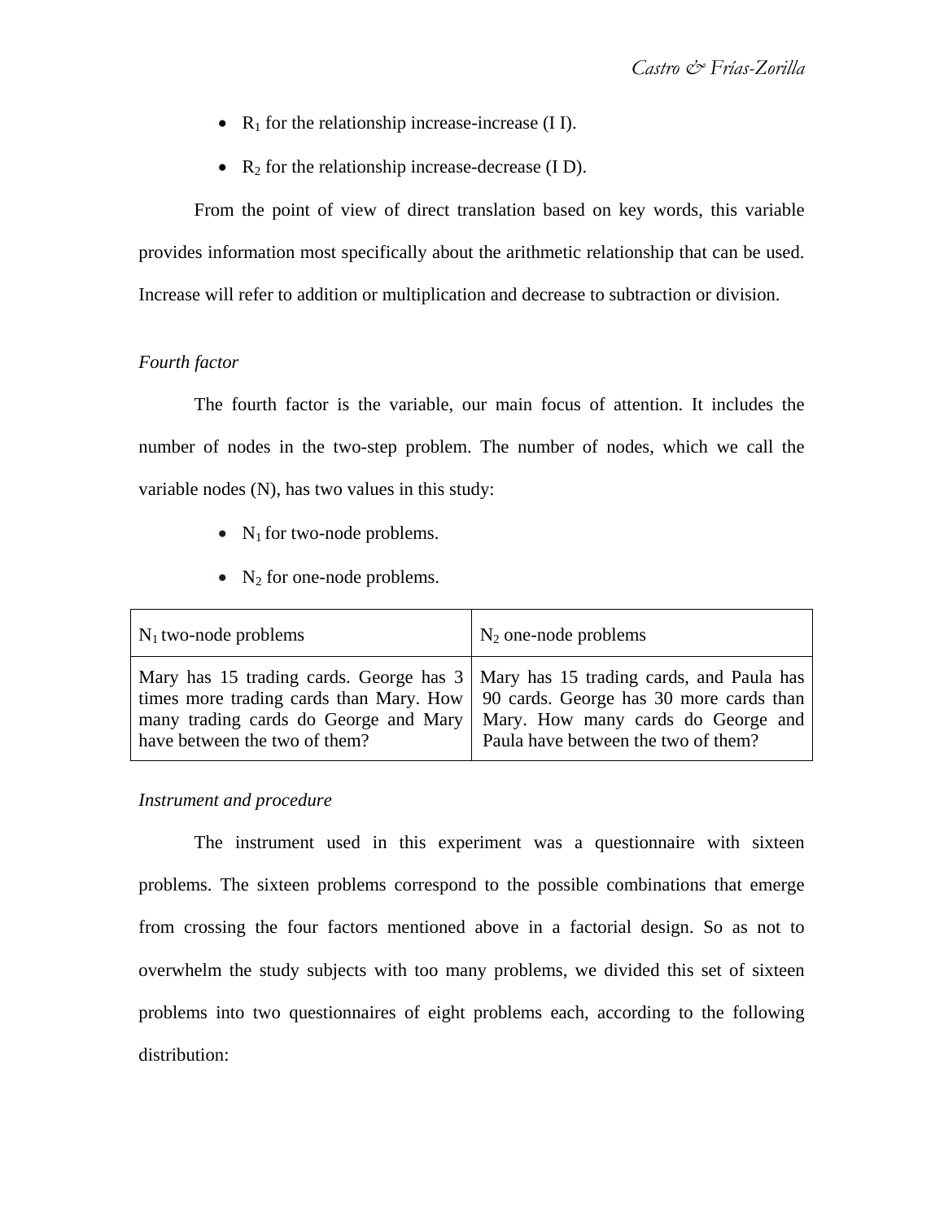- $R_1$ for the relationship increase-increase (I I).
- $R_2$ for the relationship increase-decrease (I D).

From the point of view of direct translation based on key words, this variable provides information most specifically about the arithmetic relationship that can be used. Increase will refer to addition or multiplication and decrease to subtraction or division.

*Fourth factor*

The fourth factor is the variable, our main focus of attention. It includes the number of nodes in the two-step problem. The number of nodes, which we call the variable nodes (N), has two values in this study:

- $N_1$ for two-node problems.
- $N_2$ for one-node problems.

| $N_1$ two-node problems | $N_2$ one-node problems |
|---|---|
| Mary has 15 trading cards. George has 3 times more trading cards than Mary. How many trading cards do George and Mary have between the two of them? | Mary has 15 trading cards, and Paula has 90 cards. George has 30 more cards than Mary. How many cards do George and Paula have between the two of them? |

*Instrument and procedure*

The instrument used in this experiment was a questionnaire with sixteen problems. The sixteen problems correspond to the possible combinations that emerge from crossing the four factors mentioned above in a factorial design. So as not to overwhelm the study subjects with too many problems, we divided this set of sixteen problems into two questionnaires of eight problems each, according to the following distribution: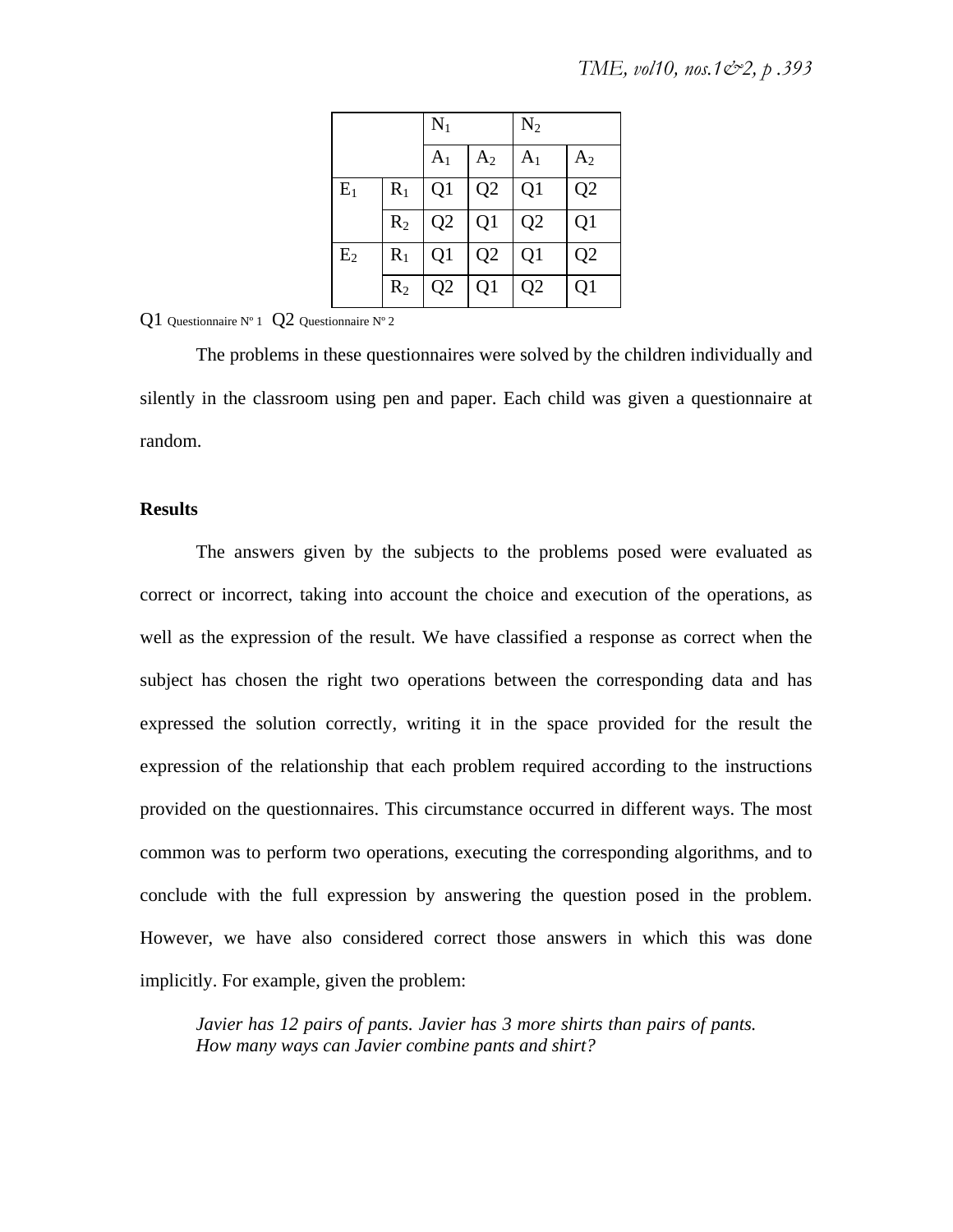| | | $N_1$ | | $N_2$ | |
|---|---|---|---|---|---|
| | | $A_1$ | $A_2$ | $A_1$ | $A_2$ |
| $E_1$ | $R_1$ | Q1 | Q2 | Q1 | Q2 |
| | $R_2$ | Q2 | Q1 | Q2 | Q1 |
| $E_2$ | $R_1$ | Q1 | Q2 | Q1 | Q2 |
| | $R_2$ | Q2 | Q1 | Q2 | Q1 |

Q1 Questionnaire Nº 1 Q2 Questionnaire Nº 2

The problems in these questionnaires were solved by the children individually and silently in the classroom using pen and paper. Each child was given a questionnaire at random.

**Results**

The answers given by the subjects to the problems posed were evaluated as correct or incorrect, taking into account the choice and execution of the operations, as well as the expression of the result. We have classified a response as correct when the subject has chosen the right two operations between the corresponding data and has expressed the solution correctly, writing it in the space provided for the result the expression of the relationship that each problem required according to the instructions provided on the questionnaires. This circumstance occurred in different ways. The most common was to perform two operations, executing the corresponding algorithms, and to conclude with the full expression by answering the question posed in the problem. However, we have also considered correct those answers in which this was done implicitly. For example, given the problem:

*Javier has 12 pairs of pants. Javier has 3 more shirts than pairs of pants. How many ways can Javier combine pants and shirt?*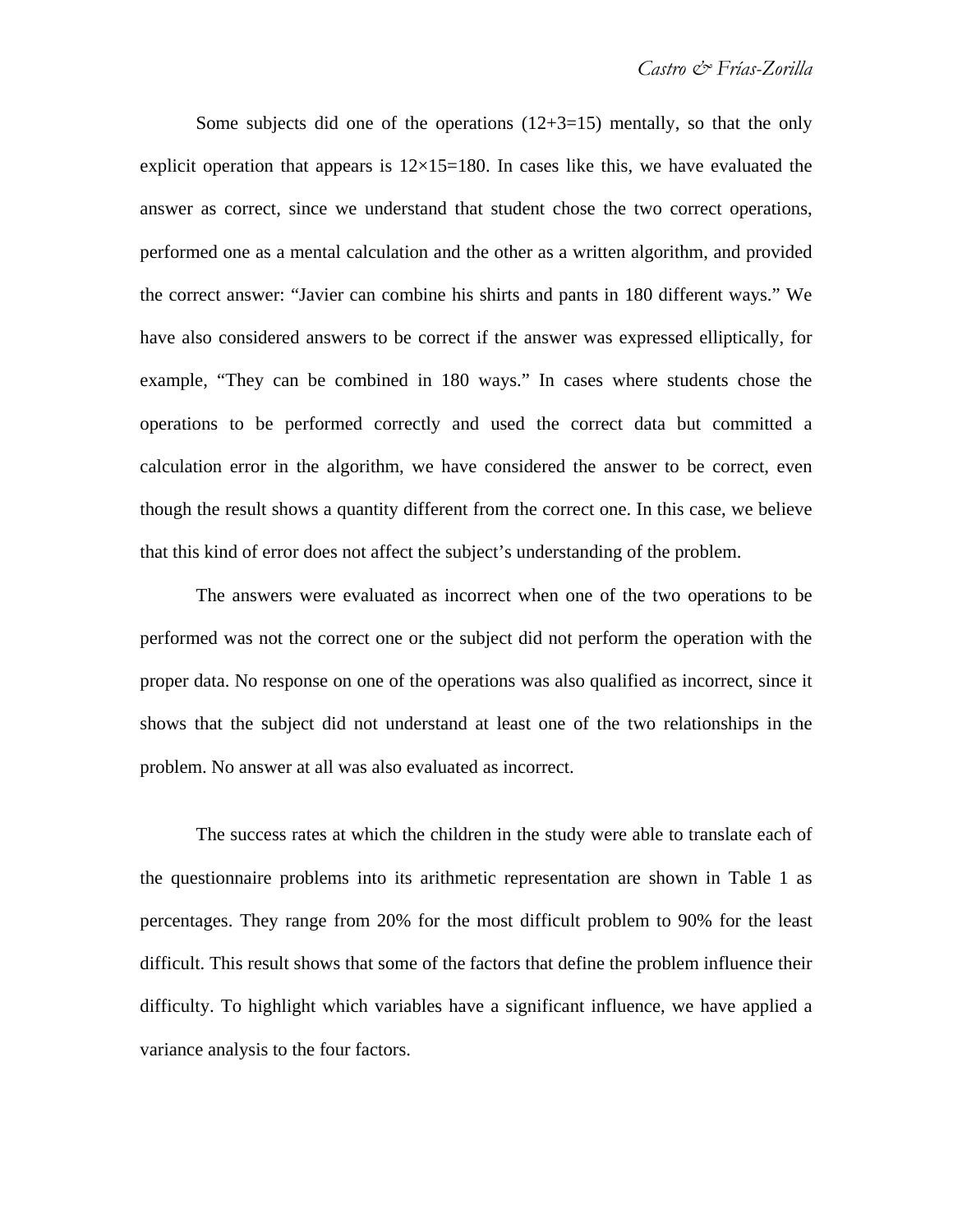Some subjects did one of the operations (12+3=15) mentally, so that the only explicit operation that appears is 12×15=180. In cases like this, we have evaluated the answer as correct, since we understand that student chose the two correct operations, performed one as a mental calculation and the other as a written algorithm, and provided the correct answer: "Javier can combine his shirts and pants in 180 different ways." We have also considered answers to be correct if the answer was expressed elliptically, for example, "They can be combined in 180 ways." In cases where students chose the operations to be performed correctly and used the correct data but committed a calculation error in the algorithm, we have considered the answer to be correct, even though the result shows a quantity different from the correct one. In this case, we believe that this kind of error does not affect the subject's understanding of the problem.

The answers were evaluated as incorrect when one of the two operations to be performed was not the correct one or the subject did not perform the operation with the proper data. No response on one of the operations was also qualified as incorrect, since it shows that the subject did not understand at least one of the two relationships in the problem. No answer at all was also evaluated as incorrect.

The success rates at which the children in the study were able to translate each of the questionnaire problems into its arithmetic representation are shown in Table 1 as percentages. They range from 20% for the most difficult problem to 90% for the least difficult. This result shows that some of the factors that define the problem influence their difficulty. To highlight which variables have a significant influence, we have applied a variance analysis to the four factors.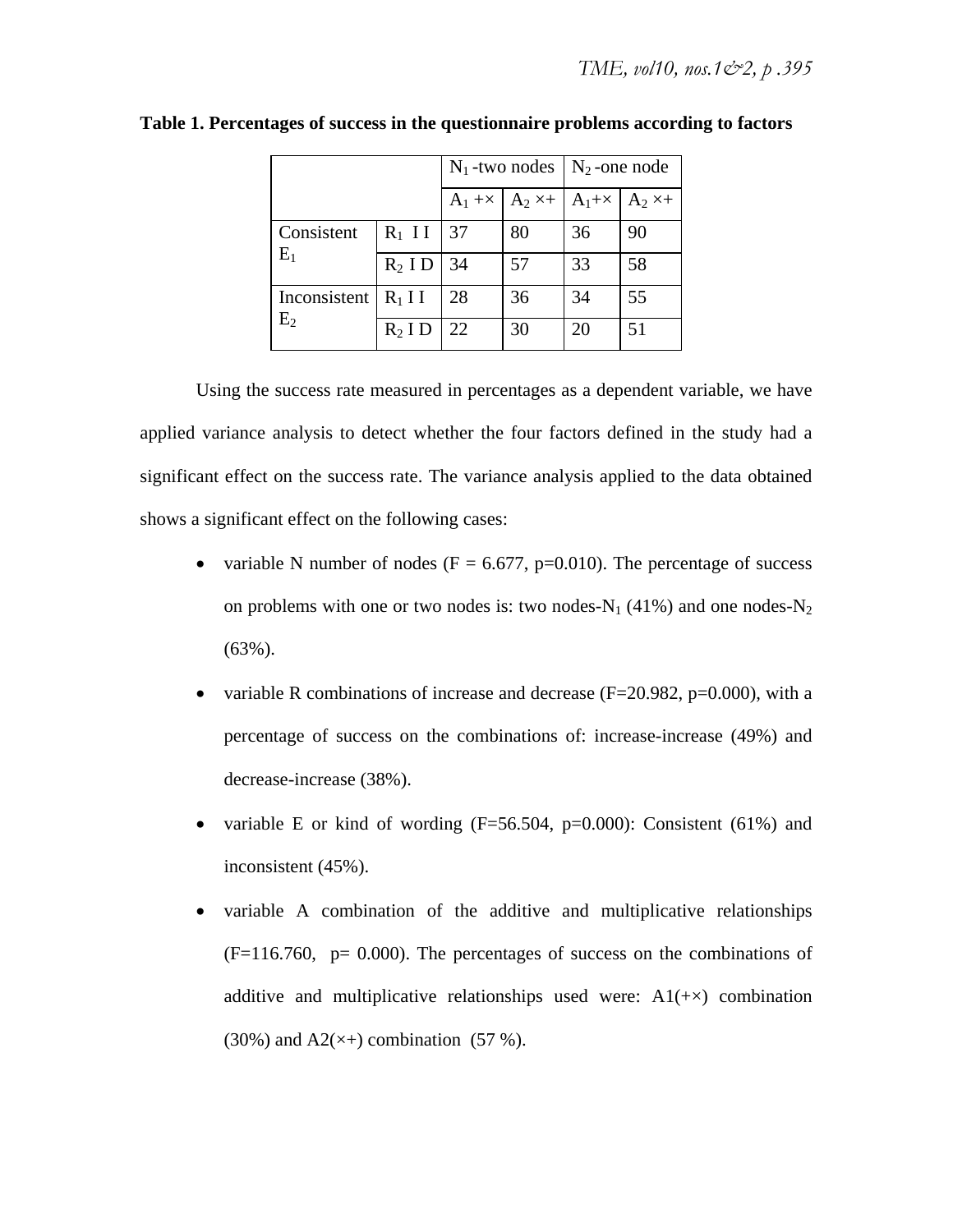**Table 1. Percentages of success in the questionnaire problems according to factors**

| | | $N_1$ -two nodes | | $N_2$ -one node | |
|---|---|---|---|---|---|
| | | $A_1$ +× | $A_2$ ×+ | $A_1$+× | $A_2$ ×+ |
| Consistent $E_1$ | $R_1$ I I | 37 | 80 | 36 | 90 |
| | $R_2$ I D | 34 | 57 | 33 | 58 |
| Inconsistent $E_2$ | $R_1$ I I | 28 | 36 | 34 | 55 |
| | $R_2$ I D | 22 | 30 | 20 | 51 |

Using the success rate measured in percentages as a dependent variable, we have applied variance analysis to detect whether the four factors defined in the study had a significant effect on the success rate. The variance analysis applied to the data obtained shows a significant effect on the following cases:

- variable N number of nodes ($F = 6.677$, $p=0.010$). The percentage of success on problems with one or two nodes is: two nodes-$N_1$ (41%) and one nodes-$N_2$ (63%).
- variable R combinations of increase and decrease ($F=20.982$, $p=0.000$), with a percentage of success on the combinations of: increase-increase (49%) and decrease-increase (38%).
- variable E or kind of wording ($F=56.504$, $p=0.000$): Consistent (61%) and inconsistent (45%).
- variable A combination of the additive and multiplicative relationships ($F=116.760$, $p= 0.000$). The percentages of success on the combinations of additive and multiplicative relationships used were: A1(+×) combination (30%) and A2(×+) combination (57 %).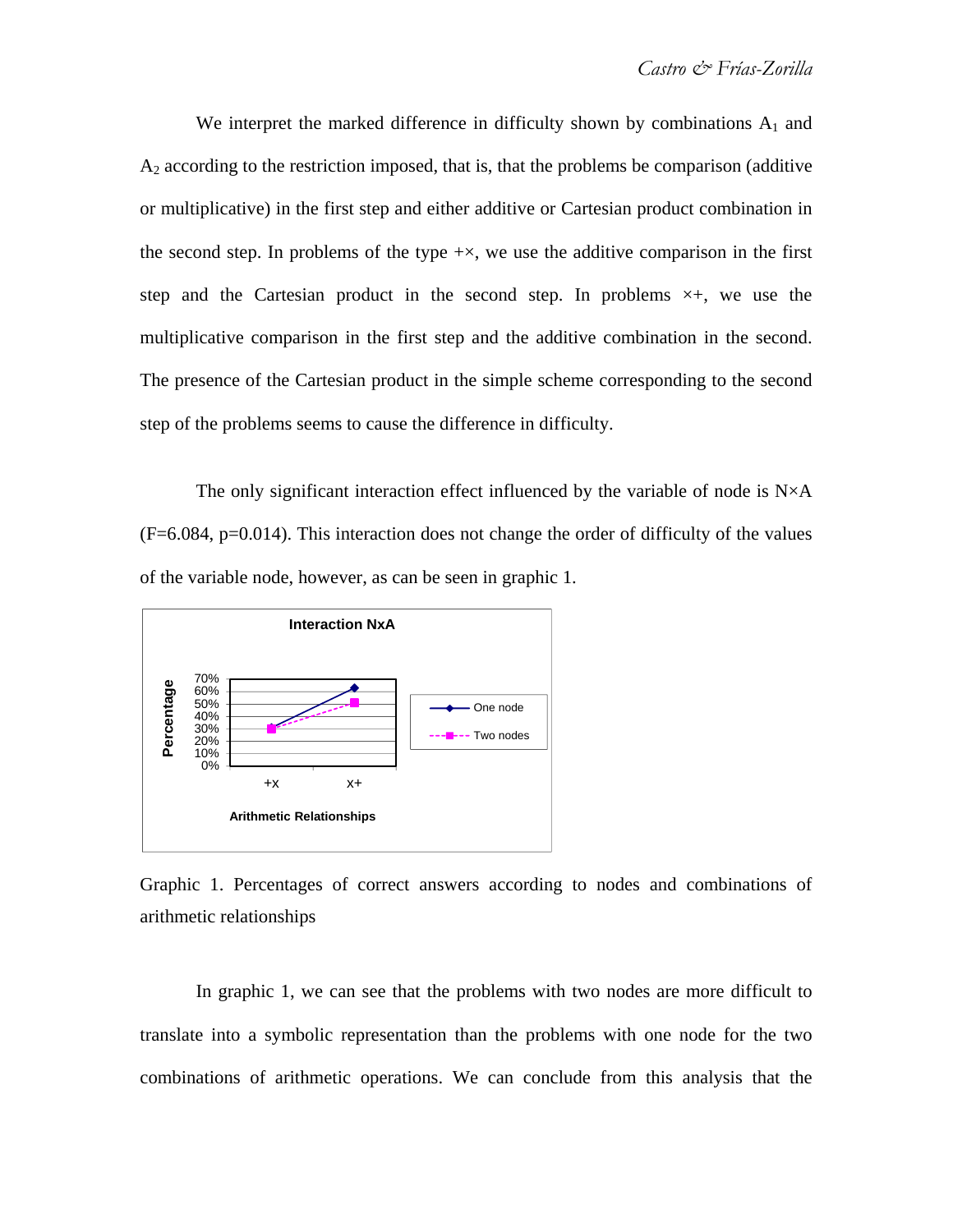We interpret the marked difference in difficulty shown by combinations $A_1$ and $A_2$ according to the restriction imposed, that is, that the problems be comparison (additive or multiplicative) in the first step and either additive or Cartesian product combination in the second step. In problems of the type +×, we use the additive comparison in the first step and the Cartesian product in the second step. In problems ×+, we use the multiplicative comparison in the first step and the additive combination in the second. The presence of the Cartesian product in the simple scheme corresponding to the second step of the problems seems to cause the difference in difficulty.

The only significant interaction effect influenced by the variable of node is N×A ($F=6.084$, $p=0.014$). This interaction does not change the order of difficulty of the values of the variable node, however, as can be seen in graphic 1.

Graphic 1. Percentages of correct answers according to nodes and combinations of arithmetic relationships

In graphic 1, we can see that the problems with two nodes are more difficult to translate into a symbolic representation than the problems with one node for the two combinations of arithmetic operations. We can conclude from this analysis that the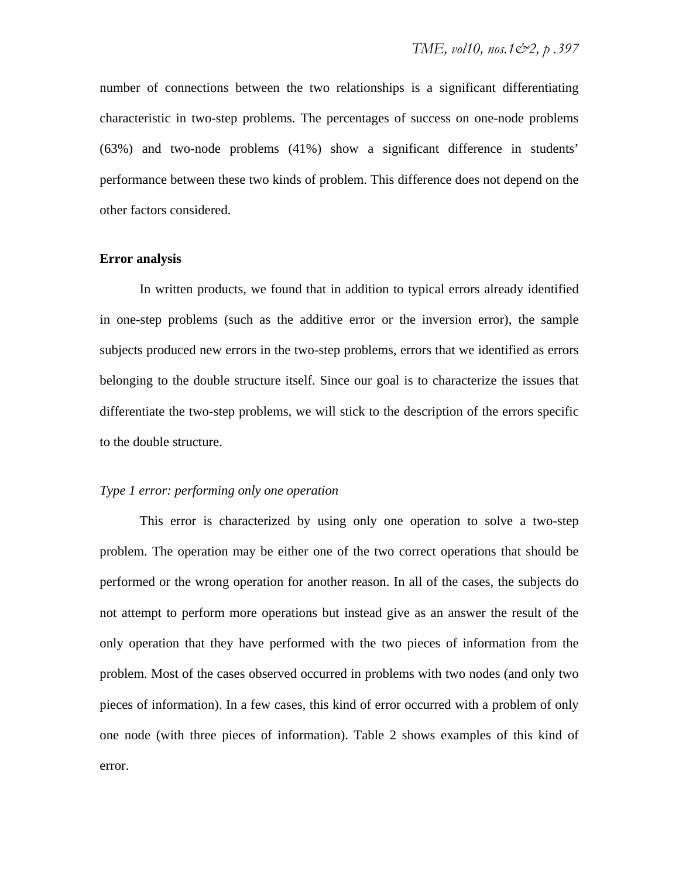number of connections between the two relationships is a significant differentiating characteristic in two-step problems. The percentages of success on one-node problems (63%) and two-node problems (41%) show a significant difference in students' performance between these two kinds of problem. This difference does not depend on the other factors considered.

## Error analysis

In written products, we found that in addition to typical errors already identified in one-step problems (such as the additive error or the inversion error), the sample subjects produced new errors in the two-step problems, errors that we identified as errors belonging to the double structure itself. Since our goal is to characterize the issues that differentiate the two-step problems, we will stick to the description of the errors specific to the double structure.

### *Type 1 error: performing only one operation*

This error is characterized by using only one operation to solve a two-step problem. The operation may be either one of the two correct operations that should be performed or the wrong operation for another reason. In all of the cases, the subjects do not attempt to perform more operations but instead give as an answer the result of the only operation that they have performed with the two pieces of information from the problem. Most of the cases observed occurred in problems with two nodes (and only two pieces of information). In a few cases, this kind of error occurred with a problem of only one node (with three pieces of information). Table 2 shows examples of this kind of error.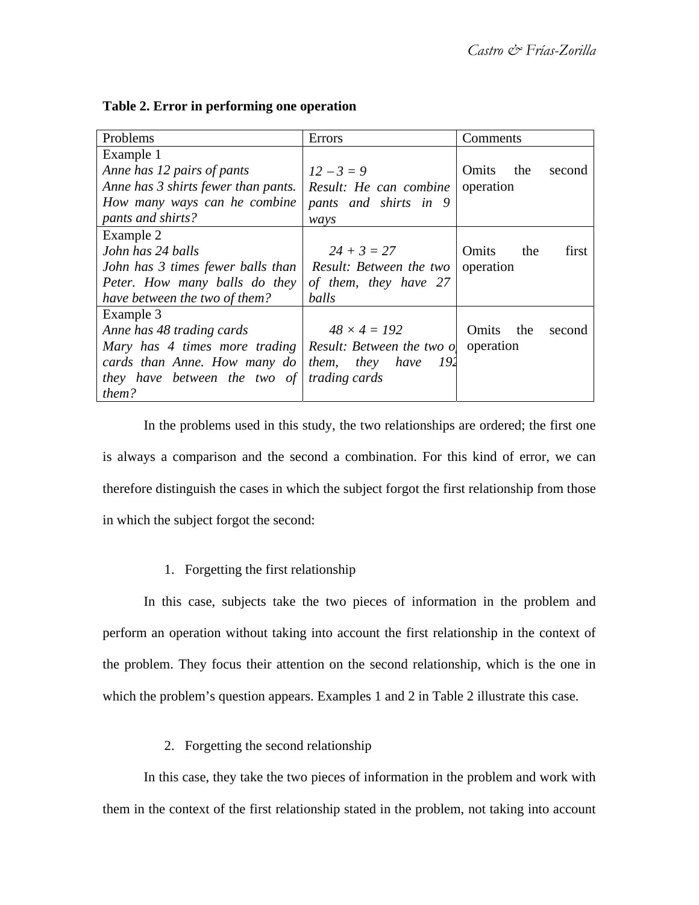**Table 2. Error in performing one operation**

| Problems | Errors | Comments |
|---|---|---|
| Example 1<br>*Anne has 12 pairs of pants*<br>*Anne has 3 shirts fewer than pants. How many ways can he combine pants and shirts?* | *12 – 3 = 9*<br>*Result: He can combine pants and shirts in 9 ways* | Omits the second operation |
| Example 2<br>*John has 24 balls*<br>*John has 3 times fewer balls than Peter. How many balls do they have between the two of them?* | *24 + 3 = 27*<br>*Result: Between the two of them, they have 27 balls* | Omits the first operation |
| Example 3<br>*Anne has 48 trading cards*<br>*Mary has 4 times more trading cards than Anne. How many do they have between the two of them?* | *48 × 4 = 192*<br>*Result: Between the two of them, they have 192 trading cards* | Omits the second operation |

In the problems used in this study, the two relationships are ordered; the first one is always a comparison and the second a combination. For this kind of error, we can therefore distinguish the cases in which the subject forgot the first relationship from those in which the subject forgot the second:

1. Forgetting the first relationship

In this case, subjects take the two pieces of information in the problem and perform an operation without taking into account the first relationship in the context of the problem. They focus their attention on the second relationship, which is the one in which the problem's question appears. Examples 1 and 2 in Table 2 illustrate this case.

2. Forgetting the second relationship

In this case, they take the two pieces of information in the problem and work with them in the context of the first relationship stated in the problem, not taking into account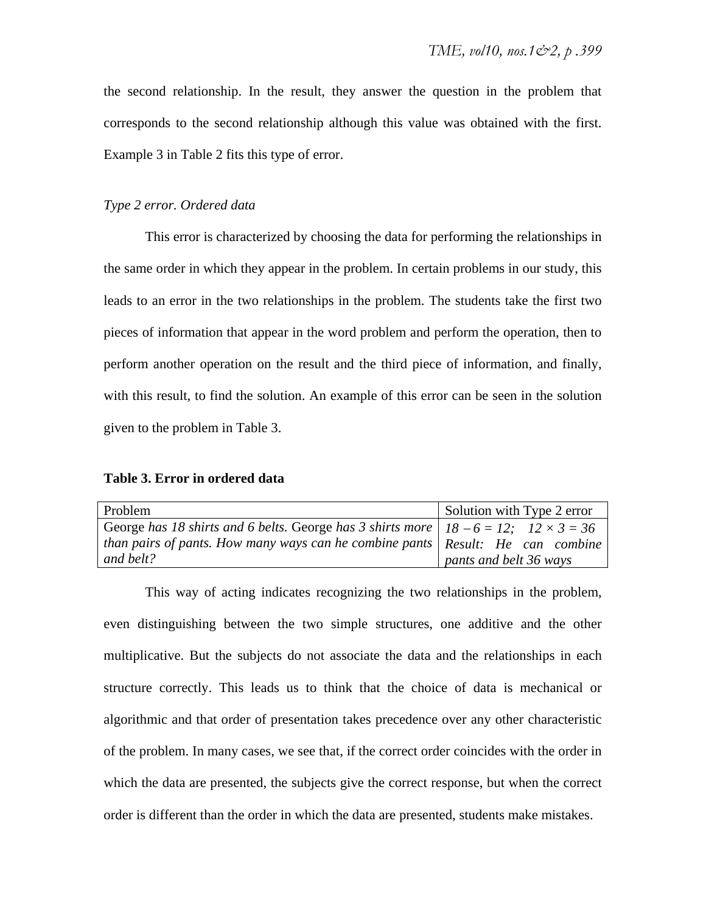the second relationship. In the result, they answer the question in the problem that corresponds to the second relationship although this value was obtained with the first. Example 3 in Table 2 fits this type of error.

*Type 2 error. Ordered data*

This error is characterized by choosing the data for performing the relationships in the same order in which they appear in the problem. In certain problems in our study, this leads to an error in the two relationships in the problem. The students take the first two pieces of information that appear in the word problem and perform the operation, then to perform another operation on the result and the third piece of information, and finally, with this result, to find the solution. An example of this error can be seen in the solution given to the problem in Table 3.

**Table 3. Error in ordered data**

| Problem | Solution with Type 2 error |
|---|---|
| George *has 18 shirts and 6 belts.* George *has 3 shirts more than pairs of pants. How many ways can he combine pants and belt?* | *18 – 6 = 12;   12 × 3 = 36* *Result: He can combine pants and belt 36 ways* |

This way of acting indicates recognizing the two relationships in the problem, even distinguishing between the two simple structures, one additive and the other multiplicative. But the subjects do not associate the data and the relationships in each structure correctly. This leads us to think that the choice of data is mechanical or algorithmic and that order of presentation takes precedence over any other characteristic of the problem. In many cases, we see that, if the correct order coincides with the order in which the data are presented, the subjects give the correct response, but when the correct order is different than the order in which the data are presented, students make mistakes.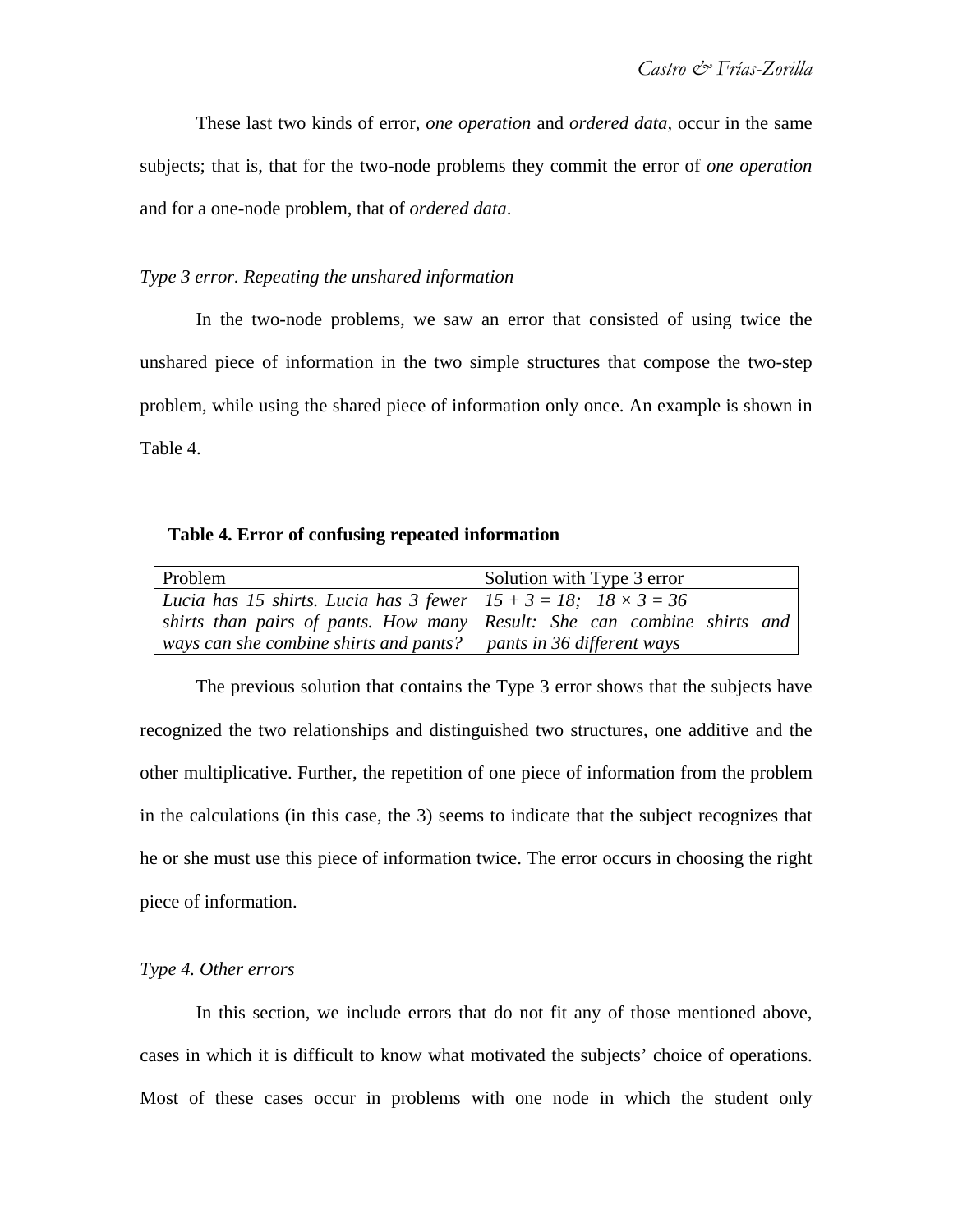These last two kinds of error, *one operation* and *ordered data*, occur in the same subjects; that is, that for the two-node problems they commit the error of *one operation* and for a one-node problem, that of *ordered data*.

*Type 3 error. Repeating the unshared information*

In the two-node problems, we saw an error that consisted of using twice the unshared piece of information in the two simple structures that compose the two-step problem, while using the shared piece of information only once. An example is shown in Table 4.

**Table 4. Error of confusing repeated information**

| Problem | Solution with Type 3 error |
| --- | --- |
| *Lucia has 15 shirts. Lucia has 3 fewer shirts than pairs of pants. How many ways can she combine shirts and pants?* | *$15 + 3 = 18$; $18 \times 3 = 36$ Result: She can combine shirts and pants in 36 different ways* |

The previous solution that contains the Type 3 error shows that the subjects have recognized the two relationships and distinguished two structures, one additive and the other multiplicative. Further, the repetition of one piece of information from the problem in the calculations (in this case, the 3) seems to indicate that the subject recognizes that he or she must use this piece of information twice. The error occurs in choosing the right piece of information.

*Type 4. Other errors*

In this section, we include errors that do not fit any of those mentioned above, cases in which it is difficult to know what motivated the subjects' choice of operations. Most of these cases occur in problems with one node in which the student only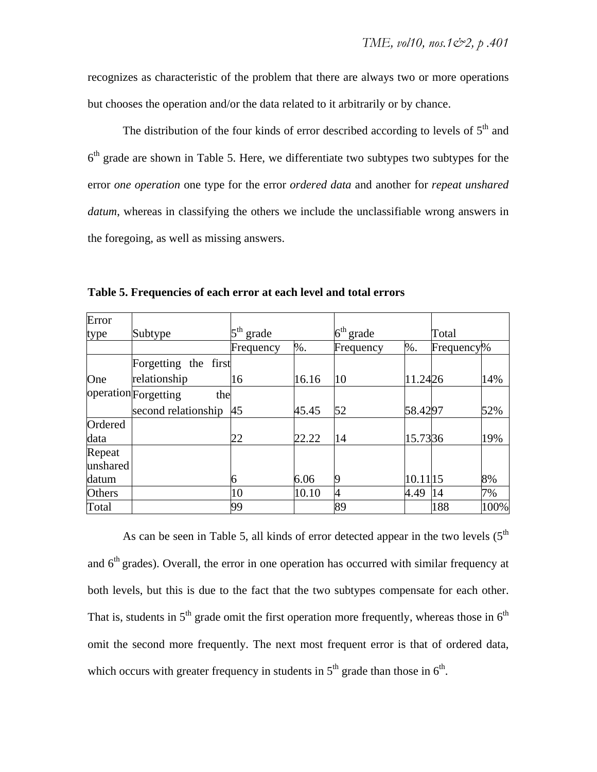recognizes as characteristic of the problem that there are always two or more operations but chooses the operation and/or the data related to it arbitrarily or by chance.

The distribution of the four kinds of error described according to levels of 5th and 6th grade are shown in Table 5. Here, we differentiate two subtypes two subtypes for the error *one operation* one type for the error *ordered data* and another for *repeat unshared datum*, whereas in classifying the others we include the unclassifiable wrong answers in the foregoing, as well as missing answers.

**Table 5. Frequencies of each error at each level and total errors**

| Error type | Subtype | 5th grade | | 6th grade | | Total | |
|---|---|---|---|---|---|---|---|
| | | Frequency | %. | Frequency | %. | Frequency | % |
| One operation | Forgetting the first relationship | 16 | 16.16 | 10 | 11.24 | 26 | 14% |
| | Forgetting the second relationship | 45 | 45.45 | 52 | 58.42 | 97 | 52% |
| Ordered data | | 22 | 22.22 | 14 | 15.73 | 36 | 19% |
| Repeat unshared datum | | 6 | 6.06 | 9 | 10.11 | 15 | 8% |
| Others | | 10 | 10.10 | 4 | 4.49 | 14 | 7% |
| Total | | 99 | | 89 | | 188 | 100% |

As can be seen in Table 5, all kinds of error detected appear in the two levels (5th and 6th grades). Overall, the error in one operation has occurred with similar frequency at both levels, but this is due to the fact that the two subtypes compensate for each other. That is, students in 5th grade omit the first operation more frequently, whereas those in 6th omit the second more frequently. The next most frequent error is that of ordered data, which occurs with greater frequency in students in 5th grade than those in 6th.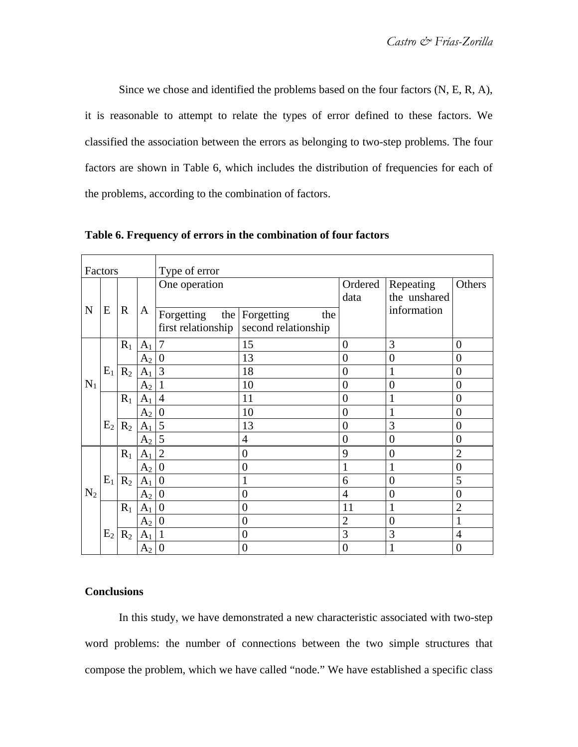Since we chose and identified the problems based on the four factors (N, E, R, A), it is reasonable to attempt to relate the types of error defined to these factors. We classified the association between the errors as belonging to two-step problems. The four factors are shown in Table 6, which includes the distribution of frequencies for each of the problems, according to the combination of factors.

**Table 6. Frequency of errors in the combination of four factors**

| Factors | | | | Type of error | | | | |
|---|---|---|---|---|---|---|---|---|
| N | E | R | A | One operation | | Ordered data | Repeating the unshared information | Others |
| | | | | Forgetting the first relationship | Forgetting the second relationship | | | |
| $N_1$ | $E_1$ | $R_1$ | $A_1$ | 7 | 15 | 0 | 3 | 0 |
| | | | $A_2$ | 0 | 13 | 0 | 0 | 0 |
| | | $R_2$ | $A_1$ | 3 | 18 | 0 | 1 | 0 |
| | | | $A_2$ | 1 | 10 | 0 | 0 | 0 |
| | $E_2$ | $R_1$ | $A_1$ | 4 | 11 | 0 | 1 | 0 |
| | | | $A_2$ | 0 | 10 | 0 | 1 | 0 |
| | | $R_2$ | $A_1$ | 5 | 13 | 0 | 3 | 0 |
| | | | $A_2$ | 5 | 4 | 0 | 0 | 0 |
| $N_2$ | $E_1$ | $R_1$ | $A_1$ | 2 | 0 | 9 | 0 | 2 |
| | | | $A_2$ | 0 | 0 | 1 | 1 | 0 |
| | | $R_2$ | $A_1$ | 0 | 1 | 6 | 0 | 5 |
| | | | $A_2$ | 0 | 0 | 4 | 0 | 0 |
| | $E_2$ | $R_1$ | $A_1$ | 0 | 0 | 11 | 1 | 2 |
| | | | $A_2$ | 0 | 0 | 2 | 0 | 1 |
| | | $R_2$ | $A_1$ | 1 | 0 | 3 | 3 | 4 |
| | | | $A_2$ | 0 | 0 | 0 | 1 | 0 |

**Conclusions**

In this study, we have demonstrated a new characteristic associated with two-step word problems: the number of connections between the two simple structures that compose the problem, which we have called "node." We have established a specific class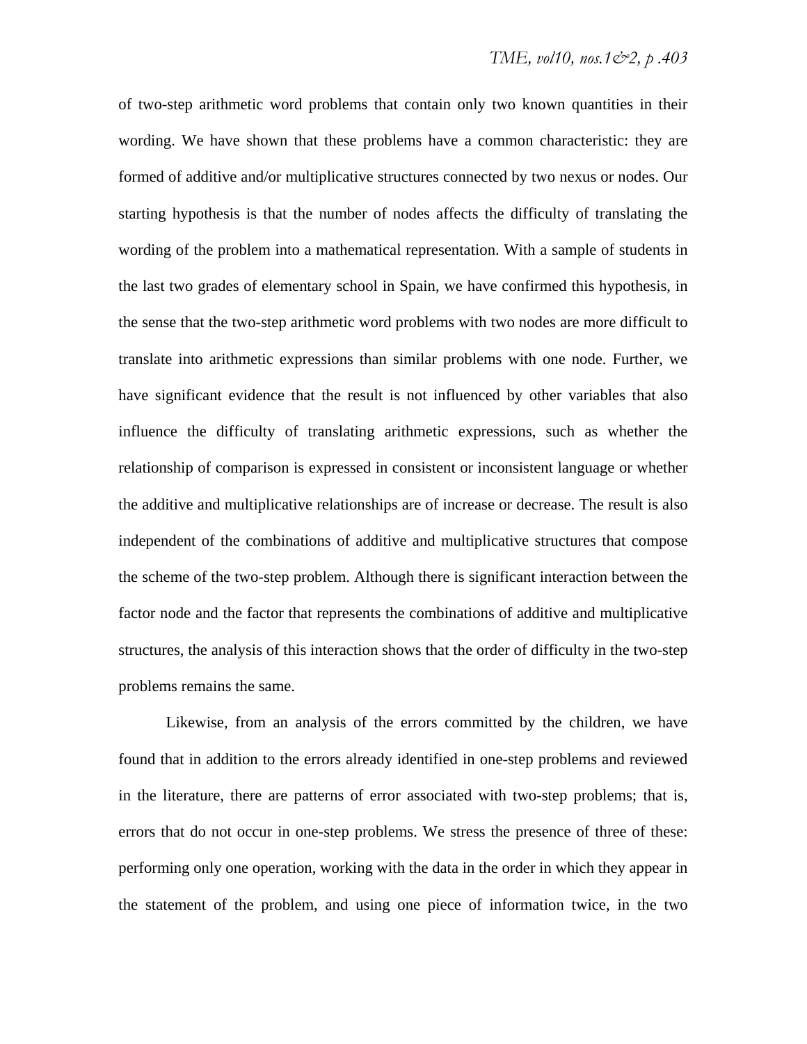of two-step arithmetic word problems that contain only two known quantities in their wording. We have shown that these problems have a common characteristic: they are formed of additive and/or multiplicative structures connected by two nexus or nodes. Our starting hypothesis is that the number of nodes affects the difficulty of translating the wording of the problem into a mathematical representation. With a sample of students in the last two grades of elementary school in Spain, we have confirmed this hypothesis, in the sense that the two-step arithmetic word problems with two nodes are more difficult to translate into arithmetic expressions than similar problems with one node. Further, we have significant evidence that the result is not influenced by other variables that also influence the difficulty of translating arithmetic expressions, such as whether the relationship of comparison is expressed in consistent or inconsistent language or whether the additive and multiplicative relationships are of increase or decrease. The result is also independent of the combinations of additive and multiplicative structures that compose the scheme of the two-step problem. Although there is significant interaction between the factor node and the factor that represents the combinations of additive and multiplicative structures, the analysis of this interaction shows that the order of difficulty in the two-step problems remains the same.

Likewise, from an analysis of the errors committed by the children, we have found that in addition to the errors already identified in one-step problems and reviewed in the literature, there are patterns of error associated with two-step problems; that is, errors that do not occur in one-step problems. We stress the presence of three of these: performing only one operation, working with the data in the order in which they appear in the statement of the problem, and using one piece of information twice, in the two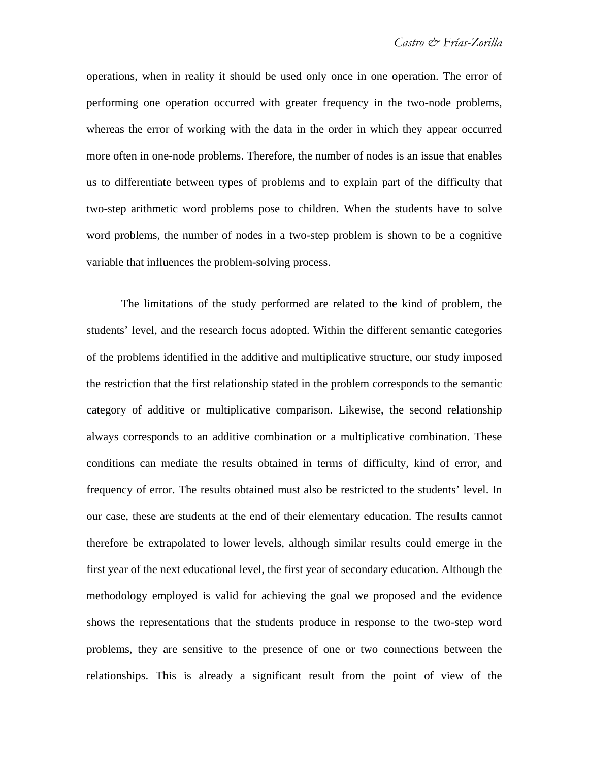operations, when in reality it should be used only once in one operation. The error of performing one operation occurred with greater frequency in the two-node problems, whereas the error of working with the data in the order in which they appear occurred more often in one-node problems. Therefore, the number of nodes is an issue that enables us to differentiate between types of problems and to explain part of the difficulty that two-step arithmetic word problems pose to children. When the students have to solve word problems, the number of nodes in a two-step problem is shown to be a cognitive variable that influences the problem-solving process.

The limitations of the study performed are related to the kind of problem, the students' level, and the research focus adopted. Within the different semantic categories of the problems identified in the additive and multiplicative structure, our study imposed the restriction that the first relationship stated in the problem corresponds to the semantic category of additive or multiplicative comparison. Likewise, the second relationship always corresponds to an additive combination or a multiplicative combination. These conditions can mediate the results obtained in terms of difficulty, kind of error, and frequency of error. The results obtained must also be restricted to the students' level. In our case, these are students at the end of their elementary education. The results cannot therefore be extrapolated to lower levels, although similar results could emerge in the first year of the next educational level, the first year of secondary education. Although the methodology employed is valid for achieving the goal we proposed and the evidence shows the representations that the students produce in response to the two-step word problems, they are sensitive to the presence of one or two connections between the relationships. This is already a significant result from the point of view of the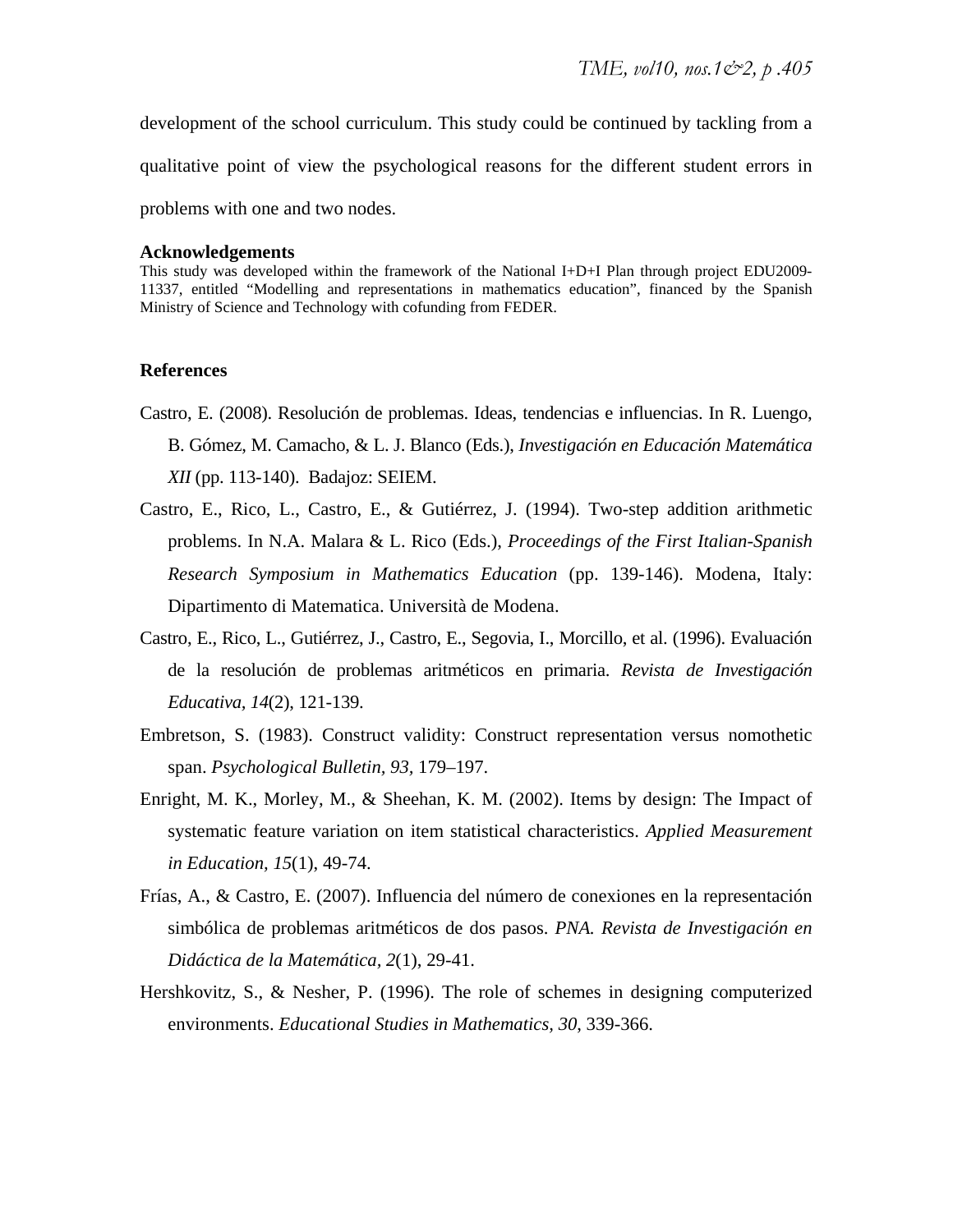development of the school curriculum. This study could be continued by tackling from a qualitative point of view the psychological reasons for the different student errors in problems with one and two nodes.

**Acknowledgements**

This study was developed within the framework of the National I+D+I Plan through project EDU2009-11337, entitled "Modelling and representations in mathematics education", financed by the Spanish Ministry of Science and Technology with cofunding from FEDER.

## References

Castro, E. (2008). Resolución de problemas. Ideas, tendencias e influencias. In R. Luengo, B. Gómez, M. Camacho, & L. J. Blanco (Eds.), *Investigación en Educación Matemática XII* (pp. 113-140). Badajoz: SEIEM.

Castro, E., Rico, L., Castro, E., & Gutiérrez, J. (1994). Two-step addition arithmetic problems. In N.A. Malara & L. Rico (Eds.), *Proceedings of the First Italian-Spanish Research Symposium in Mathematics Education* (pp. 139-146). Modena, Italy: Dipartimento di Matematica. Università de Modena.

Castro, E., Rico, L., Gutiérrez, J., Castro, E., Segovia, I., Morcillo, et al. (1996). Evaluación de la resolución de problemas aritméticos en primaria. *Revista de Investigación Educativa, 14*(2), 121-139.

Embretson, S. (1983). Construct validity: Construct representation versus nomothetic span. *Psychological Bulletin, 93,* 179–197.

Enright, M. K., Morley, M., & Sheehan, K. M. (2002). Items by design: The Impact of systematic feature variation on item statistical characteristics. *Applied Measurement in Education, 15*(1), 49-74.

Frías, A., & Castro, E. (2007). Influencia del número de conexiones en la representación simbólica de problemas aritméticos de dos pasos. *PNA. Revista de Investigación en Didáctica de la Matemática, 2*(1), 29-41.

Hershkovitz, S., & Nesher, P. (1996). The role of schemes in designing computerized environments. *Educational Studies in Mathematics, 30*, 339-366.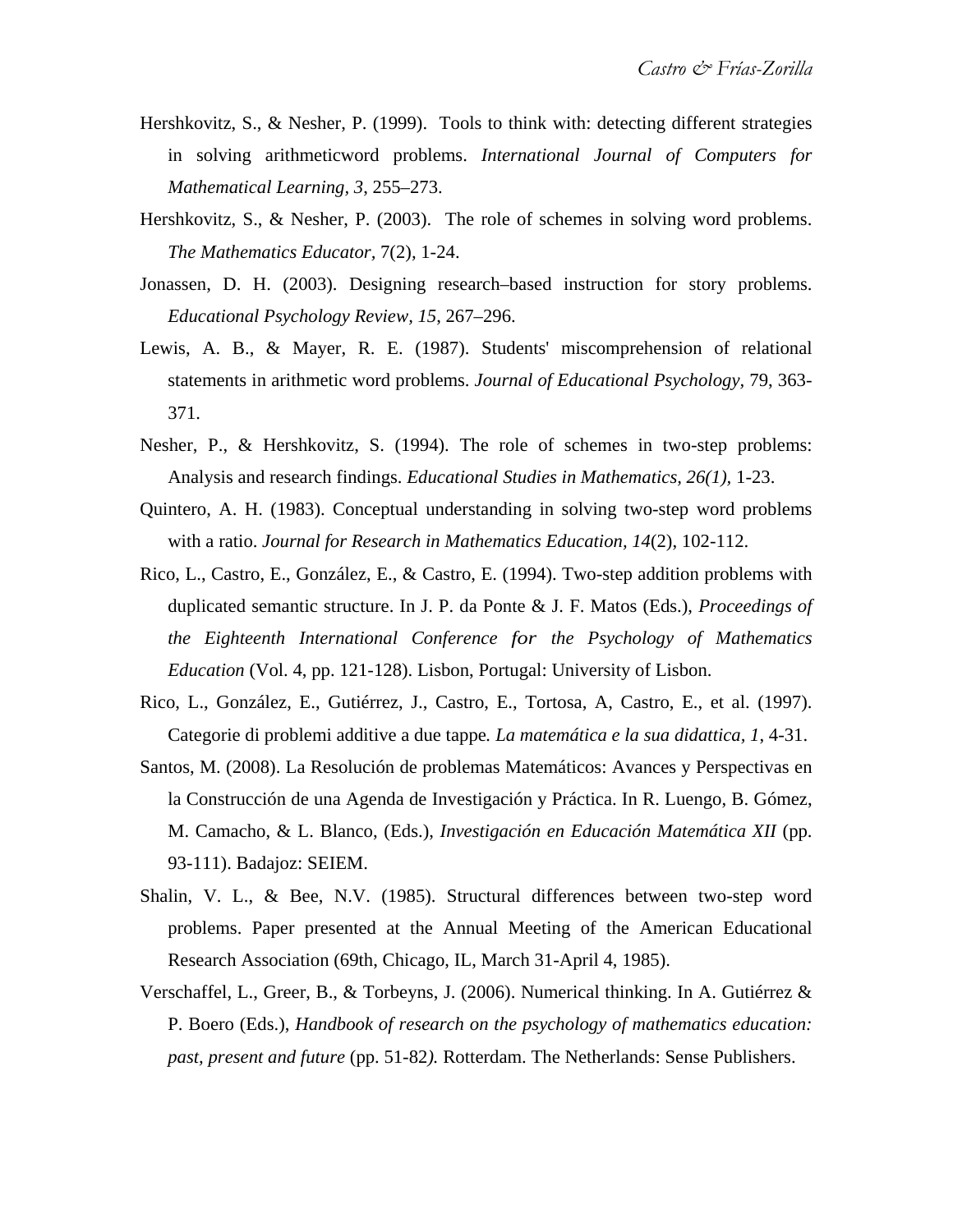Hershkovitz, S., & Nesher, P. (1999). Tools to think with: detecting different strategies in solving arithmeticword problems. *International Journal of Computers for Mathematical Learning*, *3*, 255–273.

Hershkovitz, S., & Nesher, P. (2003). The role of schemes in solving word problems. *The Mathematics Educator*, 7(2), 1-24.

Jonassen, D. H. (2003). Designing research–based instruction for story problems. *Educational Psychology Review, 15*, 267–296.

Lewis, A. B., & Mayer, R. E. (1987). Students' miscomprehension of relational statements in arithmetic word problems. *Journal of Educational Psychology*, 79, 363-371.

Nesher, P., & Hershkovitz, S. (1994). The role of schemes in two-step problems: Analysis and research findings. *Educational Studies in Mathematics, 26(1),* 1-23.

Quintero, A. H. (1983). Conceptual understanding in solving two-step word problems with a ratio. *Journal for Research in Mathematics Education, 14*(2), 102-112.

Rico, L., Castro, E., González, E., & Castro, E. (1994). Two-step addition problems with duplicated semantic structure. In J. P. da Ponte & J. F. Matos (Eds.), *Proceedings of the Eighteenth International Conference for the Psychology of Mathematics Education* (Vol. 4, pp. 121-128). Lisbon, Portugal: University of Lisbon.

Rico, L., González, E., Gutiérrez, J., Castro, E., Tortosa, A, Castro, E., et al. (1997). Categorie di problemi additive a due tappe*. La matemática e la sua didattica, 1*, 4-31.

Santos, M. (2008). La Resolución de problemas Matemáticos: Avances y Perspectivas en la Construcción de una Agenda de Investigación y Práctica. In R. Luengo, B. Gómez, M. Camacho, & L. Blanco, (Eds.), *Investigación en Educación Matemática XII* (pp. 93-111). Badajoz: SEIEM.

Shalin, V. L., & Bee, N.V. (1985). Structural differences between two-step word problems. Paper presented at the Annual Meeting of the American Educational Research Association (69th, Chicago, IL, March 31-April 4, 1985).

Verschaffel, L., Greer, B., & Torbeyns, J. (2006). Numerical thinking. In A. Gutiérrez & P. Boero (Eds.), *Handbook of research on the psychology of mathematics education: past, present and future* (pp. 51-82*).* Rotterdam. The Netherlands: Sense Publishers.